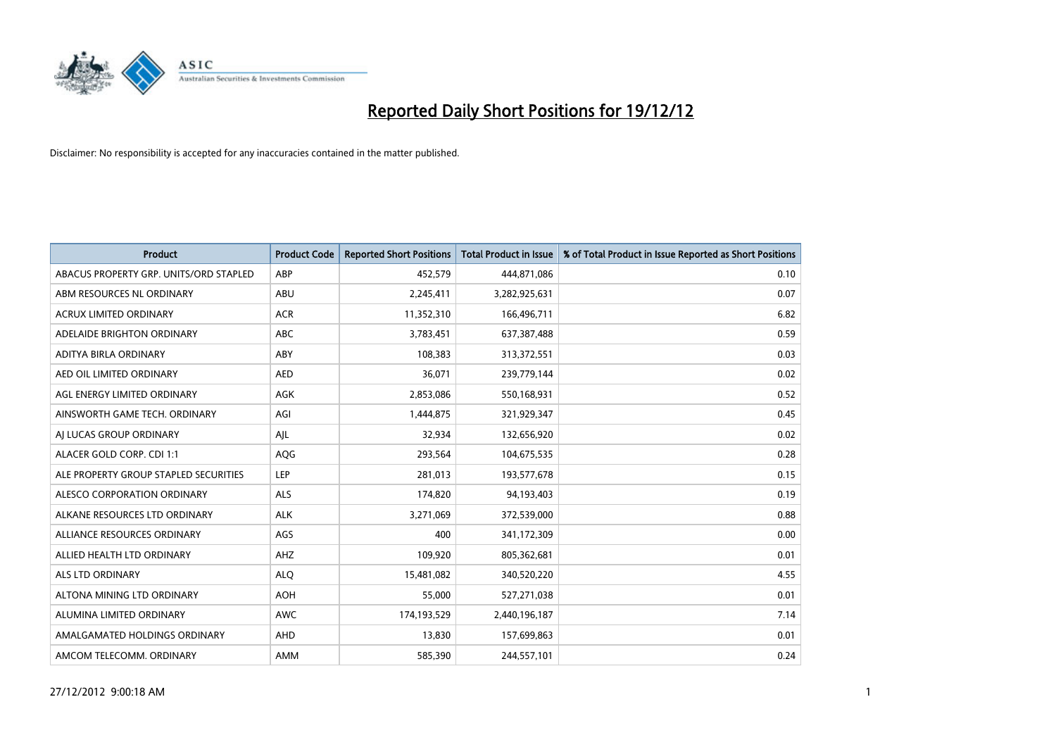# Reported Daily Short Positions for 19/12/12

Disclaimer: No responsibility is accepted for any inaccuracies contained in the matter published.

| Product | Product Code | Reported Short Positions | Total Product in Issue | % of Total Product in Issue Reported as Short Positions |
|---|---|---|---|---|
| ABACUS PROPERTY GRP. UNITS/ORD STAPLED | ABP | 452,579 | 444,871,086 | 0.10 |
| ABM RESOURCES NL ORDINARY | ABU | 2,245,411 | 3,282,925,631 | 0.07 |
| ACRUX LIMITED ORDINARY | ACR | 11,352,310 | 166,496,711 | 6.82 |
| ADELAIDE BRIGHTON ORDINARY | ABC | 3,783,451 | 637,387,488 | 0.59 |
| ADITYA BIRLA ORDINARY | ABY | 108,383 | 313,372,551 | 0.03 |
| AED OIL LIMITED ORDINARY | AED | 36,071 | 239,779,144 | 0.02 |
| AGL ENERGY LIMITED ORDINARY | AGK | 2,853,086 | 550,168,931 | 0.52 |
| AINSWORTH GAME TECH. ORDINARY | AGI | 1,444,875 | 321,929,347 | 0.45 |
| AJ LUCAS GROUP ORDINARY | AJL | 32,934 | 132,656,920 | 0.02 |
| ALACER GOLD CORP. CDI 1:1 | AQG | 293,564 | 104,675,535 | 0.28 |
| ALE PROPERTY GROUP STAPLED SECURITIES | LEP | 281,013 | 193,577,678 | 0.15 |
| ALESCO CORPORATION ORDINARY | ALS | 174,820 | 94,193,403 | 0.19 |
| ALKANE RESOURCES LTD ORDINARY | ALK | 3,271,069 | 372,539,000 | 0.88 |
| ALLIANCE RESOURCES ORDINARY | AGS | 400 | 341,172,309 | 0.00 |
| ALLIED HEALTH LTD ORDINARY | AHZ | 109,920 | 805,362,681 | 0.01 |
| ALS LTD ORDINARY | ALQ | 15,481,082 | 340,520,220 | 4.55 |
| ALTONA MINING LTD ORDINARY | AOH | 55,000 | 527,271,038 | 0.01 |
| ALUMINA LIMITED ORDINARY | AWC | 174,193,529 | 2,440,196,187 | 7.14 |
| AMALGAMATED HOLDINGS ORDINARY | AHD | 13,830 | 157,699,863 | 0.01 |
| AMCOM TELECOMM. ORDINARY | AMM | 585,390 | 244,557,101 | 0.24 |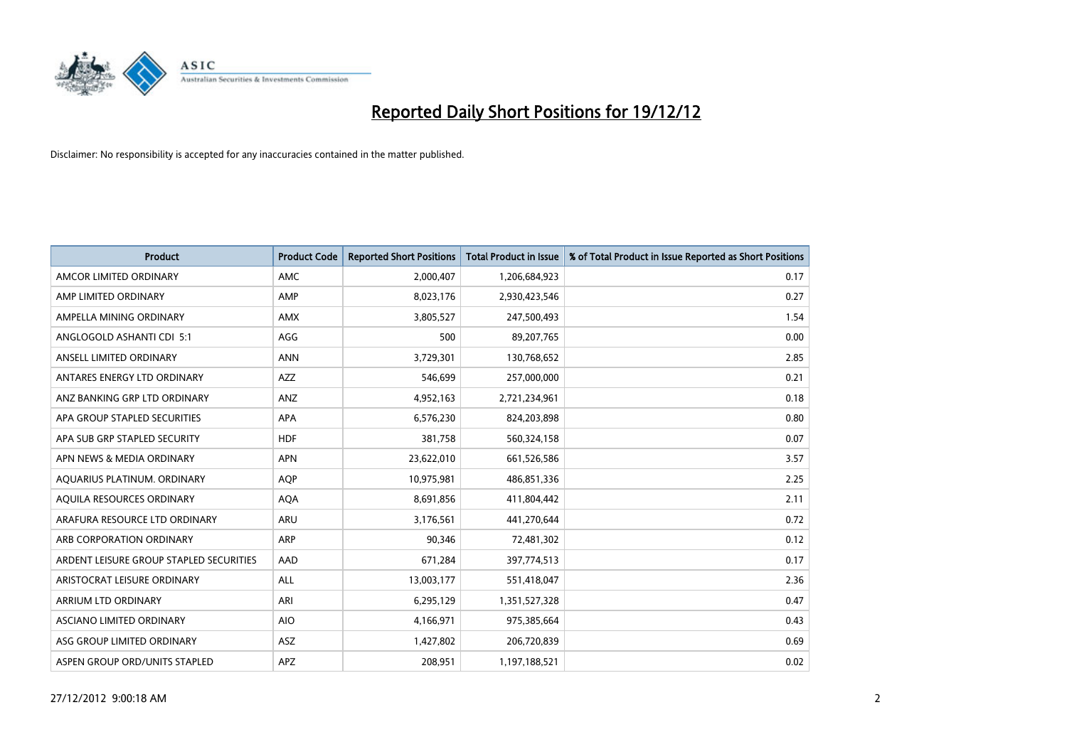# Reported Daily Short Positions for 19/12/12

Disclaimer: No responsibility is accepted for any inaccuracies contained in the matter published.

| Product | Product Code | Reported Short Positions | Total Product in Issue | % of Total Product in Issue Reported as Short Positions |
| --- | --- | --- | --- | --- |
| AMCOR LIMITED ORDINARY | AMC | 2,000,407 | 1,206,684,923 | 0.17 |
| AMP LIMITED ORDINARY | AMP | 8,023,176 | 2,930,423,546 | 0.27 |
| AMPELLA MINING ORDINARY | AMX | 3,805,527 | 247,500,493 | 1.54 |
| ANGLOGOLD ASHANTI CDI 5:1 | AGG | 500 | 89,207,765 | 0.00 |
| ANSELL LIMITED ORDINARY | ANN | 3,729,301 | 130,768,652 | 2.85 |
| ANTARES ENERGY LTD ORDINARY | AZZ | 546,699 | 257,000,000 | 0.21 |
| ANZ BANKING GRP LTD ORDINARY | ANZ | 4,952,163 | 2,721,234,961 | 0.18 |
| APA GROUP STAPLED SECURITIES | APA | 6,576,230 | 824,203,898 | 0.80 |
| APA SUB GRP STAPLED SECURITY | HDF | 381,758 | 560,324,158 | 0.07 |
| APN NEWS & MEDIA ORDINARY | APN | 23,622,010 | 661,526,586 | 3.57 |
| AQUARIUS PLATINUM. ORDINARY | AQP | 10,975,981 | 486,851,336 | 2.25 |
| AQUILA RESOURCES ORDINARY | AQA | 8,691,856 | 411,804,442 | 2.11 |
| ARAFURA RESOURCE LTD ORDINARY | ARU | 3,176,561 | 441,270,644 | 0.72 |
| ARB CORPORATION ORDINARY | ARP | 90,346 | 72,481,302 | 0.12 |
| ARDENT LEISURE GROUP STAPLED SECURITIES | AAD | 671,284 | 397,774,513 | 0.17 |
| ARISTOCRAT LEISURE ORDINARY | ALL | 13,003,177 | 551,418,047 | 2.36 |
| ARRIUM LTD ORDINARY | ARI | 6,295,129 | 1,351,527,328 | 0.47 |
| ASCIANO LIMITED ORDINARY | AIO | 4,166,971 | 975,385,664 | 0.43 |
| ASG GROUP LIMITED ORDINARY | ASZ | 1,427,802 | 206,720,839 | 0.69 |
| ASPEN GROUP ORD/UNITS STAPLED | APZ | 208,951 | 1,197,188,521 | 0.02 |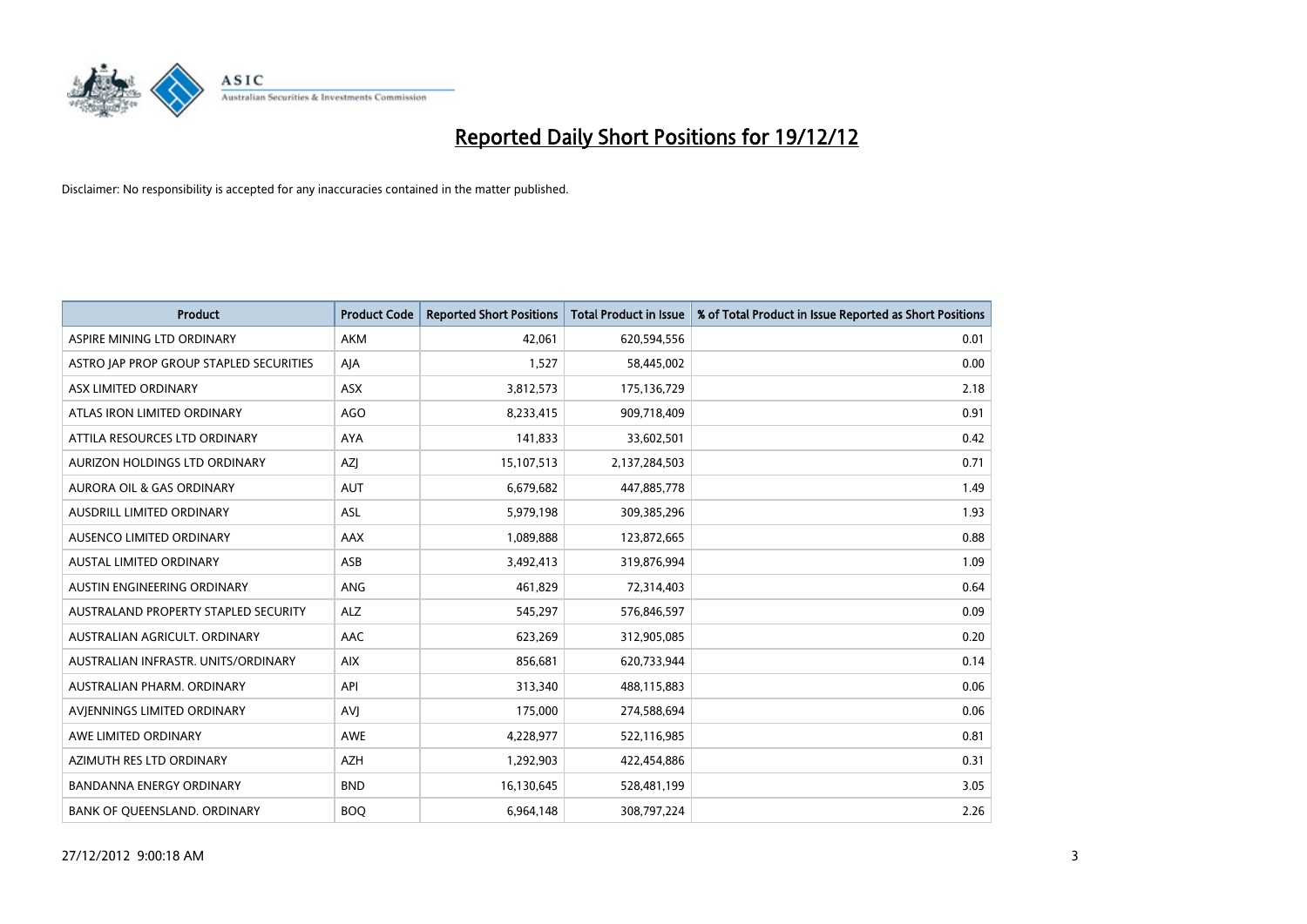# Reported Daily Short Positions for 19/12/12

Disclaimer: No responsibility is accepted for any inaccuracies contained in the matter published.

| Product | Product Code | Reported Short Positions | Total Product in Issue | % of Total Product in Issue Reported as Short Positions |
|---|---|---|---|---|
| ASPIRE MINING LTD ORDINARY | AKM | 42,061 | 620,594,556 | 0.01 |
| ASTRO JAP PROP GROUP STAPLED SECURITIES | AJA | 1,527 | 58,445,002 | 0.00 |
| ASX LIMITED ORDINARY | ASX | 3,812,573 | 175,136,729 | 2.18 |
| ATLAS IRON LIMITED ORDINARY | AGO | 8,233,415 | 909,718,409 | 0.91 |
| ATTILA RESOURCES LTD ORDINARY | AYA | 141,833 | 33,602,501 | 0.42 |
| AURIZON HOLDINGS LTD ORDINARY | AZJ | 15,107,513 | 2,137,284,503 | 0.71 |
| AURORA OIL & GAS ORDINARY | AUT | 6,679,682 | 447,885,778 | 1.49 |
| AUSDRILL LIMITED ORDINARY | ASL | 5,979,198 | 309,385,296 | 1.93 |
| AUSENCO LIMITED ORDINARY | AAX | 1,089,888 | 123,872,665 | 0.88 |
| AUSTAL LIMITED ORDINARY | ASB | 3,492,413 | 319,876,994 | 1.09 |
| AUSTIN ENGINEERING ORDINARY | ANG | 461,829 | 72,314,403 | 0.64 |
| AUSTRALAND PROPERTY STAPLED SECURITY | ALZ | 545,297 | 576,846,597 | 0.09 |
| AUSTRALIAN AGRICULT. ORDINARY | AAC | 623,269 | 312,905,085 | 0.20 |
| AUSTRALIAN INFRASTR. UNITS/ORDINARY | AIX | 856,681 | 620,733,944 | 0.14 |
| AUSTRALIAN PHARM. ORDINARY | API | 313,340 | 488,115,883 | 0.06 |
| AVJENNINGS LIMITED ORDINARY | AVJ | 175,000 | 274,588,694 | 0.06 |
| AWE LIMITED ORDINARY | AWE | 4,228,977 | 522,116,985 | 0.81 |
| AZIMUTH RES LTD ORDINARY | AZH | 1,292,903 | 422,454,886 | 0.31 |
| BANDANNA ENERGY ORDINARY | BND | 16,130,645 | 528,481,199 | 3.05 |
| BANK OF QUEENSLAND. ORDINARY | BOQ | 6,964,148 | 308,797,224 | 2.26 |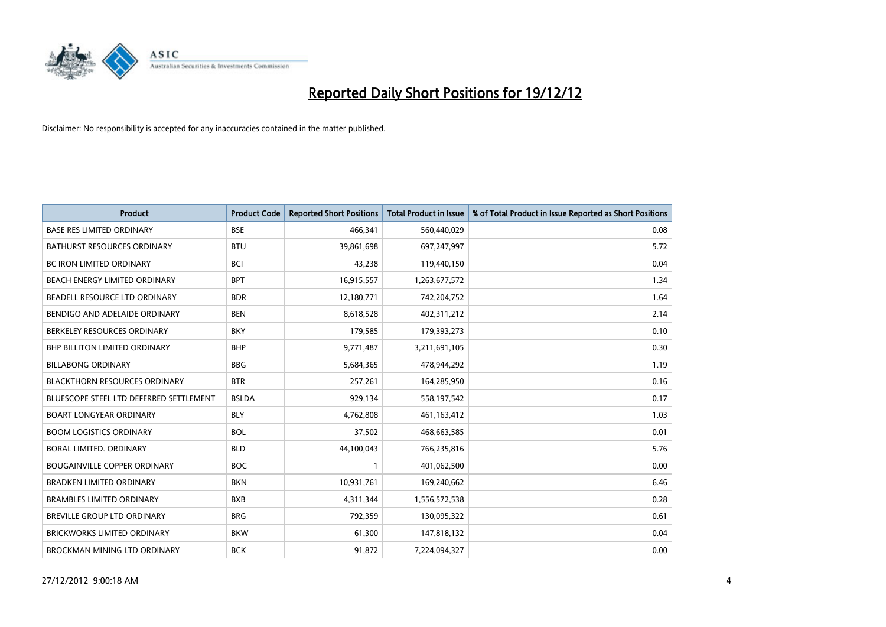# Reported Daily Short Positions for 19/12/12

Disclaimer: No responsibility is accepted for any inaccuracies contained in the matter published.

| Product | Product Code | Reported Short Positions | Total Product in Issue | % of Total Product in Issue Reported as Short Positions |
|---|---|---|---|---|
| BASE RES LIMITED ORDINARY | BSE | 466,341 | 560,440,029 | 0.08 |
| BATHURST RESOURCES ORDINARY | BTU | 39,861,698 | 697,247,997 | 5.72 |
| BC IRON LIMITED ORDINARY | BCI | 43,238 | 119,440,150 | 0.04 |
| BEACH ENERGY LIMITED ORDINARY | BPT | 16,915,557 | 1,263,677,572 | 1.34 |
| BEADELL RESOURCE LTD ORDINARY | BDR | 12,180,771 | 742,204,752 | 1.64 |
| BENDIGO AND ADELAIDE ORDINARY | BEN | 8,618,528 | 402,311,212 | 2.14 |
| BERKELEY RESOURCES ORDINARY | BKY | 179,585 | 179,393,273 | 0.10 |
| BHP BILLITON LIMITED ORDINARY | BHP | 9,771,487 | 3,211,691,105 | 0.30 |
| BILLABONG ORDINARY | BBG | 5,684,365 | 478,944,292 | 1.19 |
| BLACKTHORN RESOURCES ORDINARY | BTR | 257,261 | 164,285,950 | 0.16 |
| BLUESCOPE STEEL LTD DEFERRED SETTLEMENT | BSLDA | 929,134 | 558,197,542 | 0.17 |
| BOART LONGYEAR ORDINARY | BLY | 4,762,808 | 461,163,412 | 1.03 |
| BOOM LOGISTICS ORDINARY | BOL | 37,502 | 468,663,585 | 0.01 |
| BORAL LIMITED. ORDINARY | BLD | 44,100,043 | 766,235,816 | 5.76 |
| BOUGAINVILLE COPPER ORDINARY | BOC | 1 | 401,062,500 | 0.00 |
| BRADKEN LIMITED ORDINARY | BKN | 10,931,761 | 169,240,662 | 6.46 |
| BRAMBLES LIMITED ORDINARY | BXB | 4,311,344 | 1,556,572,538 | 0.28 |
| BREVILLE GROUP LTD ORDINARY | BRG | 792,359 | 130,095,322 | 0.61 |
| BRICKWORKS LIMITED ORDINARY | BKW | 61,300 | 147,818,132 | 0.04 |
| BROCKMAN MINING LTD ORDINARY | BCK | 91,872 | 7,224,094,327 | 0.00 |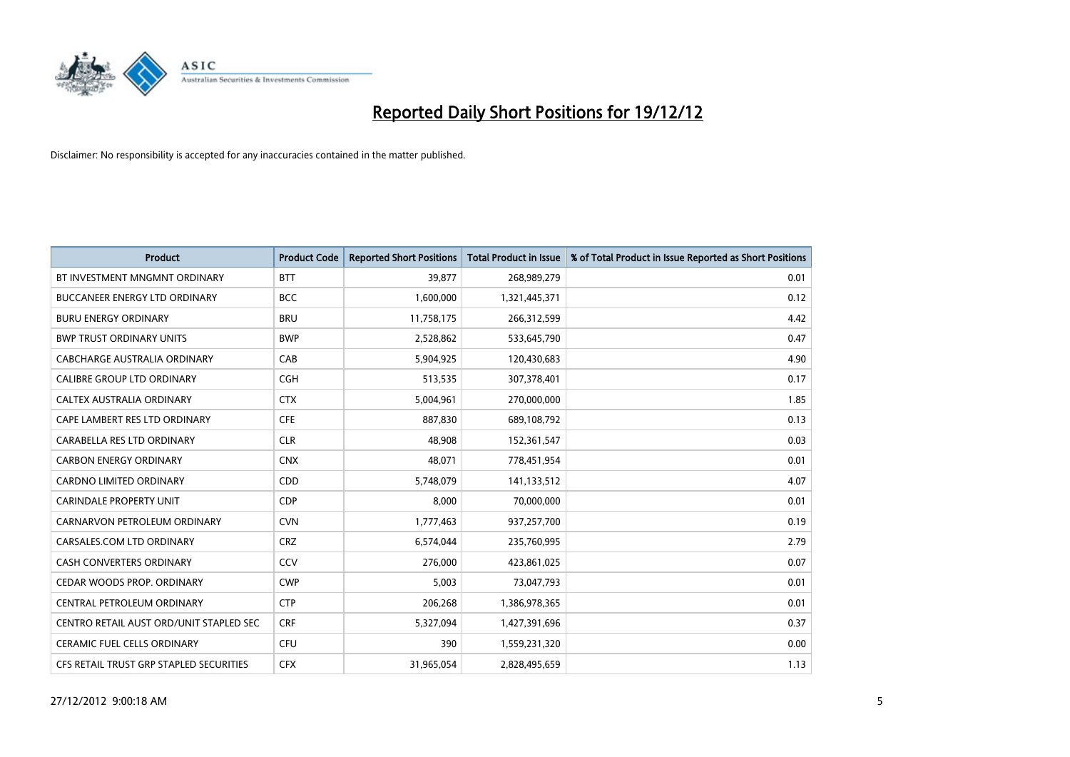# Reported Daily Short Positions for 19/12/12

Disclaimer: No responsibility is accepted for any inaccuracies contained in the matter published.

| Product | Product Code | Reported Short Positions | Total Product in Issue | % of Total Product in Issue Reported as Short Positions |
|---|---|---|---|---|
| BT INVESTMENT MNGMNT ORDINARY | BTT | 39,877 | 268,989,279 | 0.01 |
| BUCCANEER ENERGY LTD ORDINARY | BCC | 1,600,000 | 1,321,445,371 | 0.12 |
| BURU ENERGY ORDINARY | BRU | 11,758,175 | 266,312,599 | 4.42 |
| BWP TRUST ORDINARY UNITS | BWP | 2,528,862 | 533,645,790 | 0.47 |
| CABCHARGE AUSTRALIA ORDINARY | CAB | 5,904,925 | 120,430,683 | 4.90 |
| CALIBRE GROUP LTD ORDINARY | CGH | 513,535 | 307,378,401 | 0.17 |
| CALTEX AUSTRALIA ORDINARY | CTX | 5,004,961 | 270,000,000 | 1.85 |
| CAPE LAMBERT RES LTD ORDINARY | CFE | 887,830 | 689,108,792 | 0.13 |
| CARABELLA RES LTD ORDINARY | CLR | 48,908 | 152,361,547 | 0.03 |
| CARBON ENERGY ORDINARY | CNX | 48,071 | 778,451,954 | 0.01 |
| CARDNO LIMITED ORDINARY | CDD | 5,748,079 | 141,133,512 | 4.07 |
| CARINDALE PROPERTY UNIT | CDP | 8,000 | 70,000,000 | 0.01 |
| CARNARVON PETROLEUM ORDINARY | CVN | 1,777,463 | 937,257,700 | 0.19 |
| CARSALES.COM LTD ORDINARY | CRZ | 6,574,044 | 235,760,995 | 2.79 |
| CASH CONVERTERS ORDINARY | CCV | 276,000 | 423,861,025 | 0.07 |
| CEDAR WOODS PROP. ORDINARY | CWP | 5,003 | 73,047,793 | 0.01 |
| CENTRAL PETROLEUM ORDINARY | CTP | 206,268 | 1,386,978,365 | 0.01 |
| CENTRO RETAIL AUST ORD/UNIT STAPLED SEC | CRF | 5,327,094 | 1,427,391,696 | 0.37 |
| CERAMIC FUEL CELLS ORDINARY | CFU | 390 | 1,559,231,320 | 0.00 |
| CFS RETAIL TRUST GRP STAPLED SECURITIES | CFX | 31,965,054 | 2,828,495,659 | 1.13 |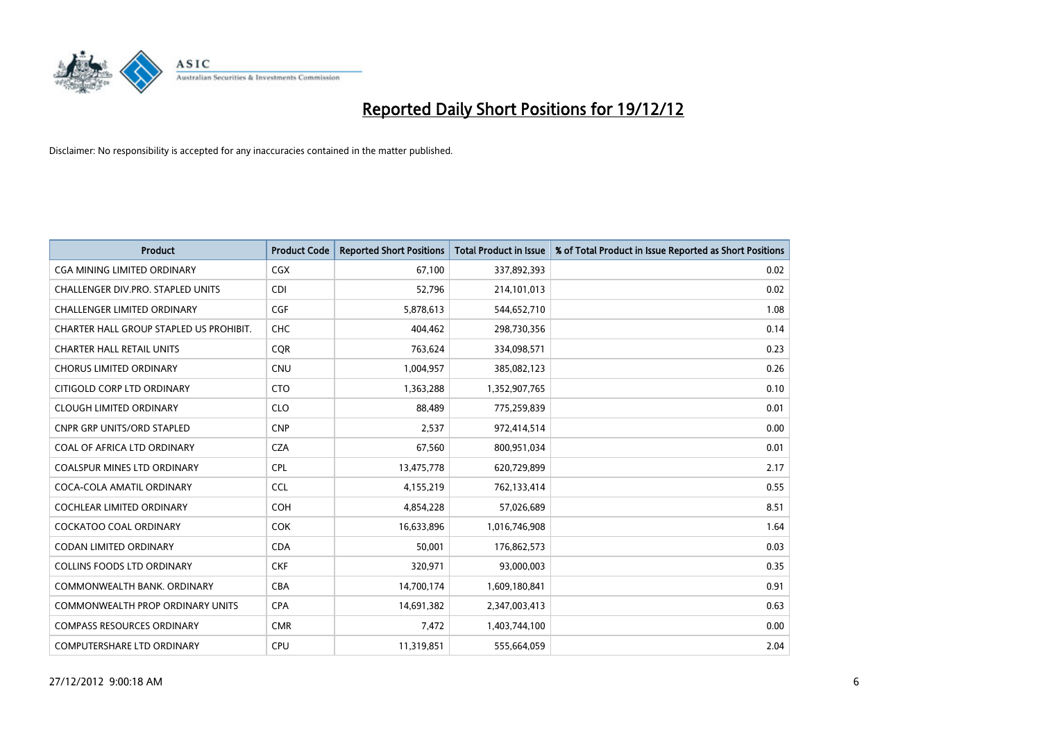# Reported Daily Short Positions for 19/12/12

Disclaimer: No responsibility is accepted for any inaccuracies contained in the matter published.

| Product | Product Code | Reported Short Positions | Total Product in Issue | % of Total Product in Issue Reported as Short Positions |
|---|---|---|---|---|
| CGA MINING LIMITED ORDINARY | CGX | 67,100 | 337,892,393 | 0.02 |
| CHALLENGER DIV.PRO. STAPLED UNITS | CDI | 52,796 | 214,101,013 | 0.02 |
| CHALLENGER LIMITED ORDINARY | CGF | 5,878,613 | 544,652,710 | 1.08 |
| CHARTER HALL GROUP STAPLED US PROHIBIT. | CHC | 404,462 | 298,730,356 | 0.14 |
| CHARTER HALL RETAIL UNITS | CQR | 763,624 | 334,098,571 | 0.23 |
| CHORUS LIMITED ORDINARY | CNU | 1,004,957 | 385,082,123 | 0.26 |
| CITIGOLD CORP LTD ORDINARY | CTO | 1,363,288 | 1,352,907,765 | 0.10 |
| CLOUGH LIMITED ORDINARY | CLO | 88,489 | 775,259,839 | 0.01 |
| CNPR GRP UNITS/ORD STAPLED | CNP | 2,537 | 972,414,514 | 0.00 |
| COAL OF AFRICA LTD ORDINARY | CZA | 67,560 | 800,951,034 | 0.01 |
| COALSPUR MINES LTD ORDINARY | CPL | 13,475,778 | 620,729,899 | 2.17 |
| COCA-COLA AMATIL ORDINARY | CCL | 4,155,219 | 762,133,414 | 0.55 |
| COCHLEAR LIMITED ORDINARY | COH | 4,854,228 | 57,026,689 | 8.51 |
| COCKATOO COAL ORDINARY | COK | 16,633,896 | 1,016,746,908 | 1.64 |
| CODAN LIMITED ORDINARY | CDA | 50,001 | 176,862,573 | 0.03 |
| COLLINS FOODS LTD ORDINARY | CKF | 320,971 | 93,000,003 | 0.35 |
| COMMONWEALTH BANK. ORDINARY | CBA | 14,700,174 | 1,609,180,841 | 0.91 |
| COMMONWEALTH PROP ORDINARY UNITS | CPA | 14,691,382 | 2,347,003,413 | 0.63 |
| COMPASS RESOURCES ORDINARY | CMR | 7,472 | 1,403,744,100 | 0.00 |
| COMPUTERSHARE LTD ORDINARY | CPU | 11,319,851 | 555,664,059 | 2.04 |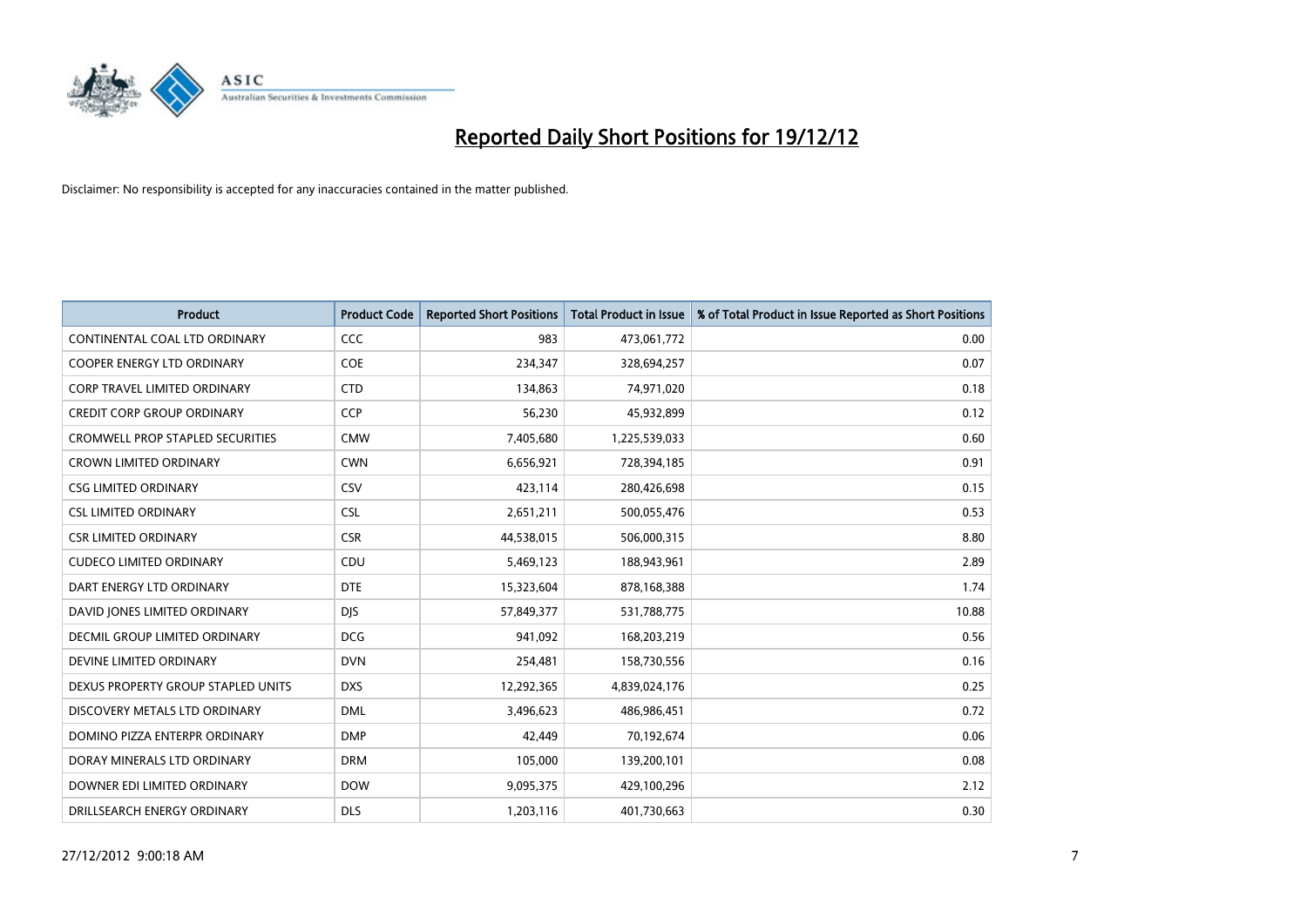# Reported Daily Short Positions for 19/12/12

Disclaimer: No responsibility is accepted for any inaccuracies contained in the matter published.

| Product | Product Code | Reported Short Positions | Total Product in Issue | % of Total Product in Issue Reported as Short Positions |
|---|---|---|---|---|
| CONTINENTAL COAL LTD ORDINARY | CCC | 983 | 473,061,772 | 0.00 |
| COOPER ENERGY LTD ORDINARY | COE | 234,347 | 328,694,257 | 0.07 |
| CORP TRAVEL LIMITED ORDINARY | CTD | 134,863 | 74,971,020 | 0.18 |
| CREDIT CORP GROUP ORDINARY | CCP | 56,230 | 45,932,899 | 0.12 |
| CROMWELL PROP STAPLED SECURITIES | CMW | 7,405,680 | 1,225,539,033 | 0.60 |
| CROWN LIMITED ORDINARY | CWN | 6,656,921 | 728,394,185 | 0.91 |
| CSG LIMITED ORDINARY | CSV | 423,114 | 280,426,698 | 0.15 |
| CSL LIMITED ORDINARY | CSL | 2,651,211 | 500,055,476 | 0.53 |
| CSR LIMITED ORDINARY | CSR | 44,538,015 | 506,000,315 | 8.80 |
| CUDECO LIMITED ORDINARY | CDU | 5,469,123 | 188,943,961 | 2.89 |
| DART ENERGY LTD ORDINARY | DTE | 15,323,604 | 878,168,388 | 1.74 |
| DAVID JONES LIMITED ORDINARY | DJS | 57,849,377 | 531,788,775 | 10.88 |
| DECMIL GROUP LIMITED ORDINARY | DCG | 941,092 | 168,203,219 | 0.56 |
| DEVINE LIMITED ORDINARY | DVN | 254,481 | 158,730,556 | 0.16 |
| DEXUS PROPERTY GROUP STAPLED UNITS | DXS | 12,292,365 | 4,839,024,176 | 0.25 |
| DISCOVERY METALS LTD ORDINARY | DML | 3,496,623 | 486,986,451 | 0.72 |
| DOMINO PIZZA ENTERPR ORDINARY | DMP | 42,449 | 70,192,674 | 0.06 |
| DORAY MINERALS LTD ORDINARY | DRM | 105,000 | 139,200,101 | 0.08 |
| DOWNER EDI LIMITED ORDINARY | DOW | 9,095,375 | 429,100,296 | 2.12 |
| DRILLSEARCH ENERGY ORDINARY | DLS | 1,203,116 | 401,730,663 | 0.30 |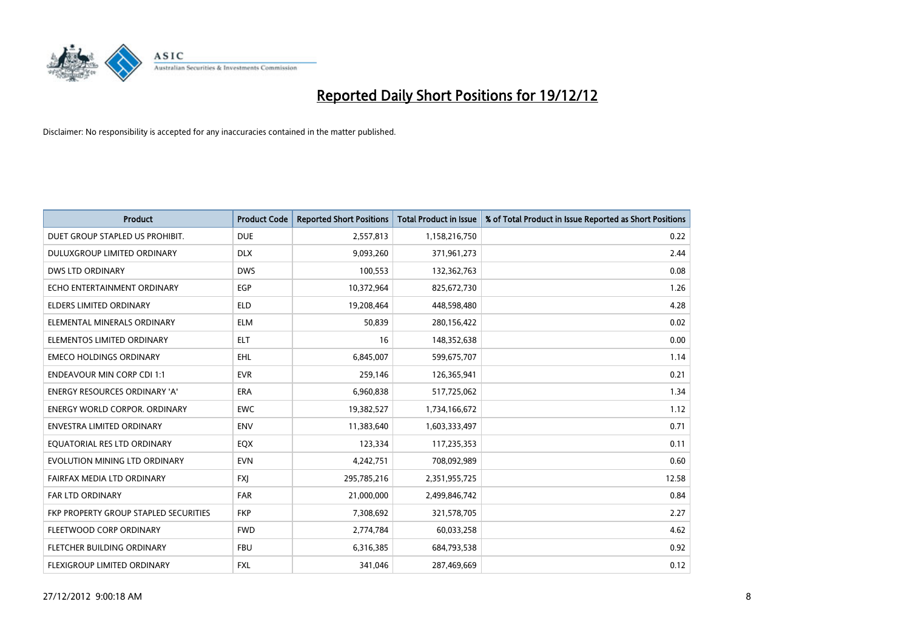# Reported Daily Short Positions for 19/12/12

Disclaimer: No responsibility is accepted for any inaccuracies contained in the matter published.

| Product | Product Code | Reported Short Positions | Total Product in Issue | % of Total Product in Issue Reported as Short Positions |
|---|---|---|---|---|
| DUET GROUP STAPLED US PROHIBIT. | DUE | 2,557,813 | 1,158,216,750 | 0.22 |
| DULUXGROUP LIMITED ORDINARY | DLX | 9,093,260 | 371,961,273 | 2.44 |
| DWS LTD ORDINARY | DWS | 100,553 | 132,362,763 | 0.08 |
| ECHO ENTERTAINMENT ORDINARY | EGP | 10,372,964 | 825,672,730 | 1.26 |
| ELDERS LIMITED ORDINARY | ELD | 19,208,464 | 448,598,480 | 4.28 |
| ELEMENTAL MINERALS ORDINARY | ELM | 50,839 | 280,156,422 | 0.02 |
| ELEMENTOS LIMITED ORDINARY | ELT | 16 | 148,352,638 | 0.00 |
| EMECO HOLDINGS ORDINARY | EHL | 6,845,007 | 599,675,707 | 1.14 |
| ENDEAVOUR MIN CORP CDI 1:1 | EVR | 259,146 | 126,365,941 | 0.21 |
| ENERGY RESOURCES ORDINARY 'A' | ERA | 6,960,838 | 517,725,062 | 1.34 |
| ENERGY WORLD CORPOR. ORDINARY | EWC | 19,382,527 | 1,734,166,672 | 1.12 |
| ENVESTRA LIMITED ORDINARY | ENV | 11,383,640 | 1,603,333,497 | 0.71 |
| EQUATORIAL RES LTD ORDINARY | EQX | 123,334 | 117,235,353 | 0.11 |
| EVOLUTION MINING LTD ORDINARY | EVN | 4,242,751 | 708,092,989 | 0.60 |
| FAIRFAX MEDIA LTD ORDINARY | FXJ | 295,785,216 | 2,351,955,725 | 12.58 |
| FAR LTD ORDINARY | FAR | 21,000,000 | 2,499,846,742 | 0.84 |
| FKP PROPERTY GROUP STAPLED SECURITIES | FKP | 7,308,692 | 321,578,705 | 2.27 |
| FLEETWOOD CORP ORDINARY | FWD | 2,774,784 | 60,033,258 | 4.62 |
| FLETCHER BUILDING ORDINARY | FBU | 6,316,385 | 684,793,538 | 0.92 |
| FLEXIGROUP LIMITED ORDINARY | FXL | 341,046 | 287,469,669 | 0.12 |

27/12/2012 9:00:18 AM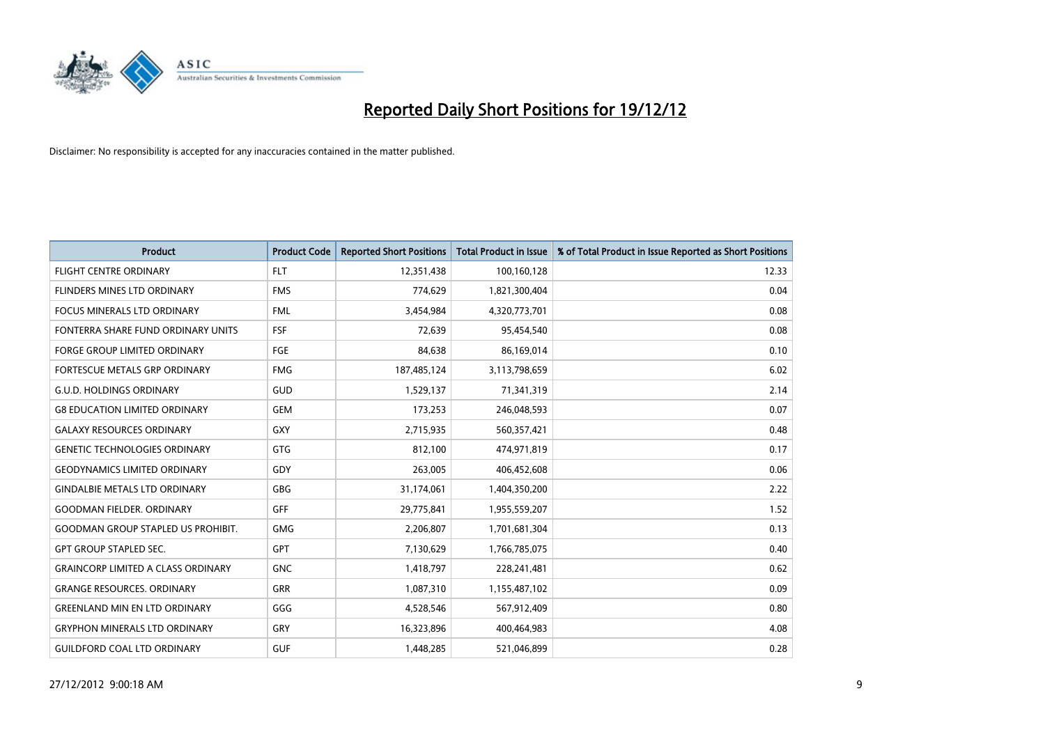# Reported Daily Short Positions for 19/12/12

Disclaimer: No responsibility is accepted for any inaccuracies contained in the matter published.

| Product | Product Code | Reported Short Positions | Total Product in Issue | % of Total Product in Issue Reported as Short Positions |
|---|---|---|---|---|
| FLIGHT CENTRE ORDINARY | FLT | 12,351,438 | 100,160,128 | 12.33 |
| FLINDERS MINES LTD ORDINARY | FMS | 774,629 | 1,821,300,404 | 0.04 |
| FOCUS MINERALS LTD ORDINARY | FML | 3,454,984 | 4,320,773,701 | 0.08 |
| FONTERRA SHARE FUND ORDINARY UNITS | FSF | 72,639 | 95,454,540 | 0.08 |
| FORGE GROUP LIMITED ORDINARY | FGE | 84,638 | 86,169,014 | 0.10 |
| FORTESCUE METALS GRP ORDINARY | FMG | 187,485,124 | 3,113,798,659 | 6.02 |
| G.U.D. HOLDINGS ORDINARY | GUD | 1,529,137 | 71,341,319 | 2.14 |
| G8 EDUCATION LIMITED ORDINARY | GEM | 173,253 | 246,048,593 | 0.07 |
| GALAXY RESOURCES ORDINARY | GXY | 2,715,935 | 560,357,421 | 0.48 |
| GENETIC TECHNOLOGIES ORDINARY | GTG | 812,100 | 474,971,819 | 0.17 |
| GEODYNAMICS LIMITED ORDINARY | GDY | 263,005 | 406,452,608 | 0.06 |
| GINDALBIE METALS LTD ORDINARY | GBG | 31,174,061 | 1,404,350,200 | 2.22 |
| GOODMAN FIELDER. ORDINARY | GFF | 29,775,841 | 1,955,559,207 | 1.52 |
| GOODMAN GROUP STAPLED US PROHIBIT. | GMG | 2,206,807 | 1,701,681,304 | 0.13 |
| GPT GROUP STAPLED SEC. | GPT | 7,130,629 | 1,766,785,075 | 0.40 |
| GRAINCORP LIMITED A CLASS ORDINARY | GNC | 1,418,797 | 228,241,481 | 0.62 |
| GRANGE RESOURCES. ORDINARY | GRR | 1,087,310 | 1,155,487,102 | 0.09 |
| GREENLAND MIN EN LTD ORDINARY | GGG | 4,528,546 | 567,912,409 | 0.80 |
| GRYPHON MINERALS LTD ORDINARY | GRY | 16,323,896 | 400,464,983 | 4.08 |
| GUILDFORD COAL LTD ORDINARY | GUF | 1,448,285 | 521,046,899 | 0.28 |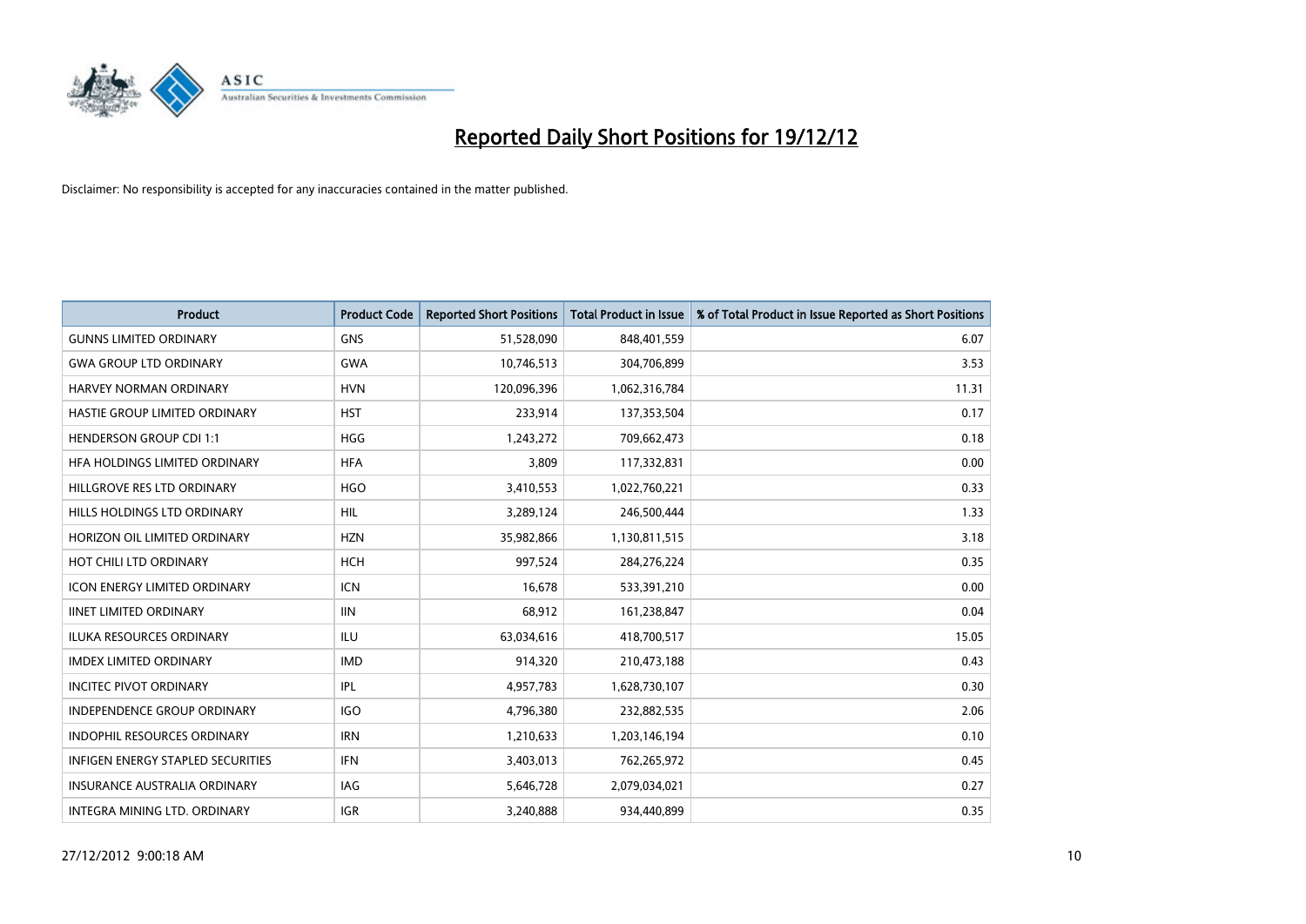# Reported Daily Short Positions for 19/12/12

Disclaimer: No responsibility is accepted for any inaccuracies contained in the matter published.

| Product | Product Code | Reported Short Positions | Total Product in Issue | % of Total Product in Issue Reported as Short Positions |
|---|---|---|---|---|
| GUNNS LIMITED ORDINARY | GNS | 51,528,090 | 848,401,559 | 6.07 |
| GWA GROUP LTD ORDINARY | GWA | 10,746,513 | 304,706,899 | 3.53 |
| HARVEY NORMAN ORDINARY | HVN | 120,096,396 | 1,062,316,784 | 11.31 |
| HASTIE GROUP LIMITED ORDINARY | HST | 233,914 | 137,353,504 | 0.17 |
| HENDERSON GROUP CDI 1:1 | HGG | 1,243,272 | 709,662,473 | 0.18 |
| HFA HOLDINGS LIMITED ORDINARY | HFA | 3,809 | 117,332,831 | 0.00 |
| HILLGROVE RES LTD ORDINARY | HGO | 3,410,553 | 1,022,760,221 | 0.33 |
| HILLS HOLDINGS LTD ORDINARY | HIL | 3,289,124 | 246,500,444 | 1.33 |
| HORIZON OIL LIMITED ORDINARY | HZN | 35,982,866 | 1,130,811,515 | 3.18 |
| HOT CHILI LTD ORDINARY | HCH | 997,524 | 284,276,224 | 0.35 |
| ICON ENERGY LIMITED ORDINARY | ICN | 16,678 | 533,391,210 | 0.00 |
| IINET LIMITED ORDINARY | IIN | 68,912 | 161,238,847 | 0.04 |
| ILUKA RESOURCES ORDINARY | ILU | 63,034,616 | 418,700,517 | 15.05 |
| IMDEX LIMITED ORDINARY | IMD | 914,320 | 210,473,188 | 0.43 |
| INCITEC PIVOT ORDINARY | IPL | 4,957,783 | 1,628,730,107 | 0.30 |
| INDEPENDENCE GROUP ORDINARY | IGO | 4,796,380 | 232,882,535 | 2.06 |
| INDOPHIL RESOURCES ORDINARY | IRN | 1,210,633 | 1,203,146,194 | 0.10 |
| INFIGEN ENERGY STAPLED SECURITIES | IFN | 3,403,013 | 762,265,972 | 0.45 |
| INSURANCE AUSTRALIA ORDINARY | IAG | 5,646,728 | 2,079,034,021 | 0.27 |
| INTEGRA MINING LTD. ORDINARY | IGR | 3,240,888 | 934,440,899 | 0.35 |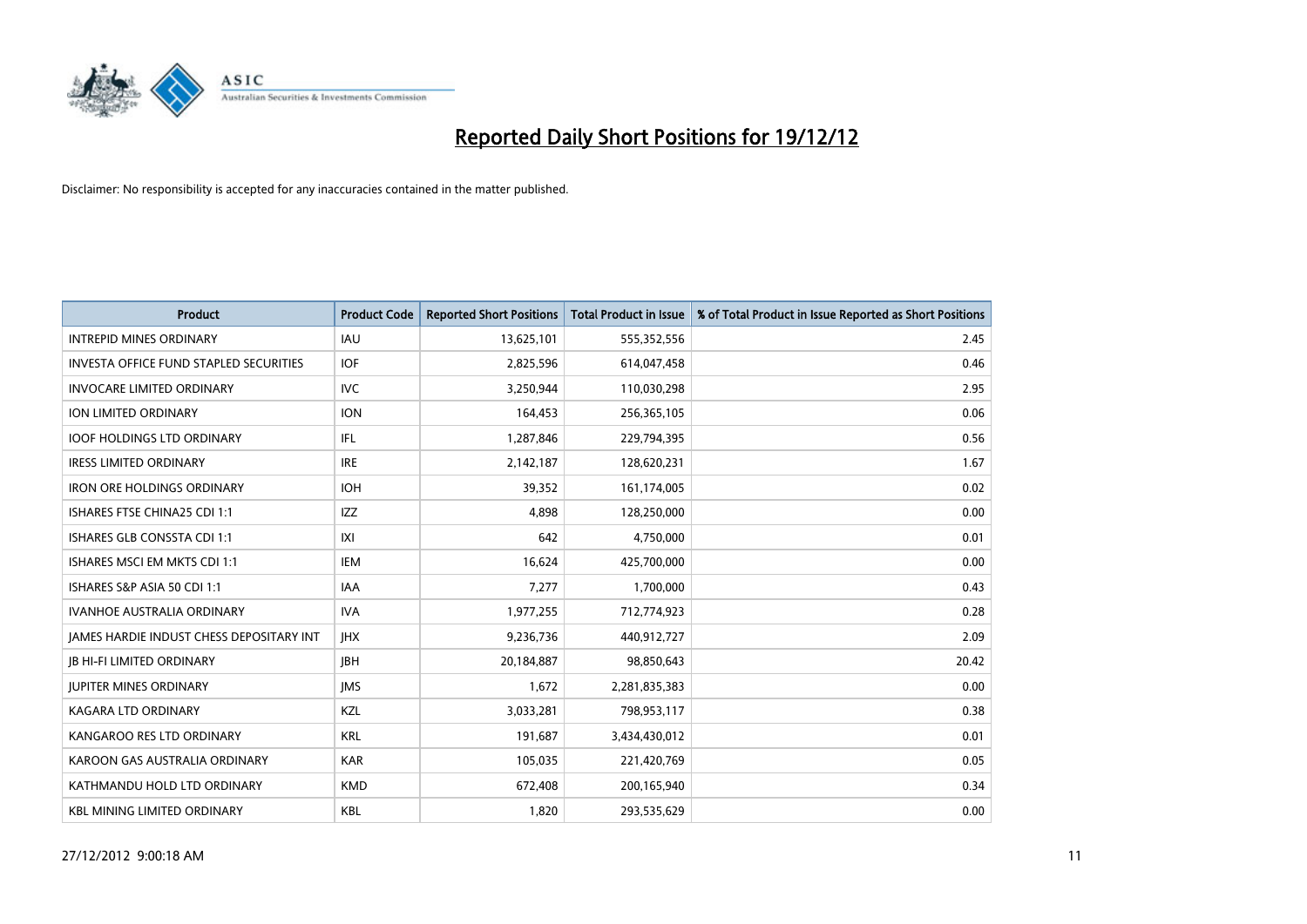# Reported Daily Short Positions for 19/12/12

Disclaimer: No responsibility is accepted for any inaccuracies contained in the matter published.

| Product | Product Code | Reported Short Positions | Total Product in Issue | % of Total Product in Issue Reported as Short Positions |
|---|---|---|---|---|
| INTREPID MINES ORDINARY | IAU | 13,625,101 | 555,352,556 | 2.45 |
| INVESTA OFFICE FUND STAPLED SECURITIES | IOF | 2,825,596 | 614,047,458 | 0.46 |
| INVOCARE LIMITED ORDINARY | IVC | 3,250,944 | 110,030,298 | 2.95 |
| ION LIMITED ORDINARY | ION | 164,453 | 256,365,105 | 0.06 |
| IOOF HOLDINGS LTD ORDINARY | IFL | 1,287,846 | 229,794,395 | 0.56 |
| IRESS LIMITED ORDINARY | IRE | 2,142,187 | 128,620,231 | 1.67 |
| IRON ORE HOLDINGS ORDINARY | IOH | 39,352 | 161,174,005 | 0.02 |
| ISHARES FTSE CHINA25 CDI 1:1 | IZZ | 4,898 | 128,250,000 | 0.00 |
| ISHARES GLB CONSSTA CDI 1:1 | IXI | 642 | 4,750,000 | 0.01 |
| ISHARES MSCI EM MKTS CDI 1:1 | IEM | 16,624 | 425,700,000 | 0.00 |
| ISHARES S&P ASIA 50 CDI 1:1 | IAA | 7,277 | 1,700,000 | 0.43 |
| IVANHOE AUSTRALIA ORDINARY | IVA | 1,977,255 | 712,774,923 | 0.28 |
| JAMES HARDIE INDUST CHESS DEPOSITARY INT | JHX | 9,236,736 | 440,912,727 | 2.09 |
| JB HI-FI LIMITED ORDINARY | JBH | 20,184,887 | 98,850,643 | 20.42 |
| JUPITER MINES ORDINARY | JMS | 1,672 | 2,281,835,383 | 0.00 |
| KAGARA LTD ORDINARY | KZL | 3,033,281 | 798,953,117 | 0.38 |
| KANGAROO RES LTD ORDINARY | KRL | 191,687 | 3,434,430,012 | 0.01 |
| KAROON GAS AUSTRALIA ORDINARY | KAR | 105,035 | 221,420,769 | 0.05 |
| KATHMANDU HOLD LTD ORDINARY | KMD | 672,408 | 200,165,940 | 0.34 |
| KBL MINING LIMITED ORDINARY | KBL | 1,820 | 293,535,629 | 0.00 |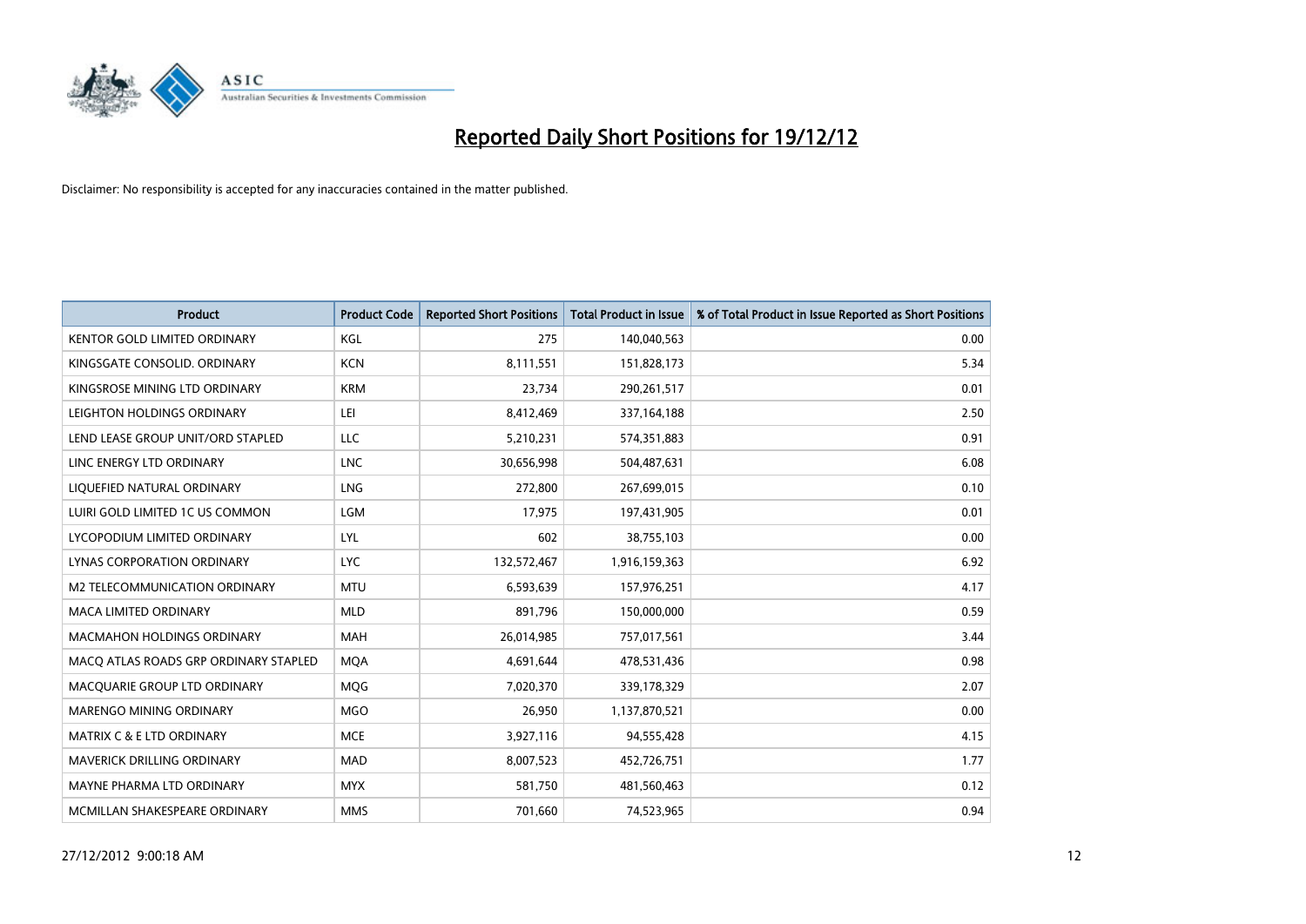# Reported Daily Short Positions for 19/12/12

Disclaimer: No responsibility is accepted for any inaccuracies contained in the matter published.

| Product | Product Code | Reported Short Positions | Total Product in Issue | % of Total Product in Issue Reported as Short Positions |
|---|---|---|---|---|
| KENTOR GOLD LIMITED ORDINARY | KGL | 275 | 140,040,563 | 0.00 |
| KINGSGATE CONSOLID. ORDINARY | KCN | 8,111,551 | 151,828,173 | 5.34 |
| KINGSROSE MINING LTD ORDINARY | KRM | 23,734 | 290,261,517 | 0.01 |
| LEIGHTON HOLDINGS ORDINARY | LEI | 8,412,469 | 337,164,188 | 2.50 |
| LEND LEASE GROUP UNIT/ORD STAPLED | LLC | 5,210,231 | 574,351,883 | 0.91 |
| LINC ENERGY LTD ORDINARY | LNC | 30,656,998 | 504,487,631 | 6.08 |
| LIQUEFIED NATURAL ORDINARY | LNG | 272,800 | 267,699,015 | 0.10 |
| LUIRI GOLD LIMITED 1C US COMMON | LGM | 17,975 | 197,431,905 | 0.01 |
| LYCOPODIUM LIMITED ORDINARY | LYL | 602 | 38,755,103 | 0.00 |
| LYNAS CORPORATION ORDINARY | LYC | 132,572,467 | 1,916,159,363 | 6.92 |
| M2 TELECOMMUNICATION ORDINARY | MTU | 6,593,639 | 157,976,251 | 4.17 |
| MACA LIMITED ORDINARY | MLD | 891,796 | 150,000,000 | 0.59 |
| MACMAHON HOLDINGS ORDINARY | MAH | 26,014,985 | 757,017,561 | 3.44 |
| MACQ ATLAS ROADS GRP ORDINARY STAPLED | MQA | 4,691,644 | 478,531,436 | 0.98 |
| MACQUARIE GROUP LTD ORDINARY | MQG | 7,020,370 | 339,178,329 | 2.07 |
| MARENGO MINING ORDINARY | MGO | 26,950 | 1,137,870,521 | 0.00 |
| MATRIX C & E LTD ORDINARY | MCE | 3,927,116 | 94,555,428 | 4.15 |
| MAVERICK DRILLING ORDINARY | MAD | 8,007,523 | 452,726,751 | 1.77 |
| MAYNE PHARMA LTD ORDINARY | MYX | 581,750 | 481,560,463 | 0.12 |
| MCMILLAN SHAKESPEARE ORDINARY | MMS | 701,660 | 74,523,965 | 0.94 |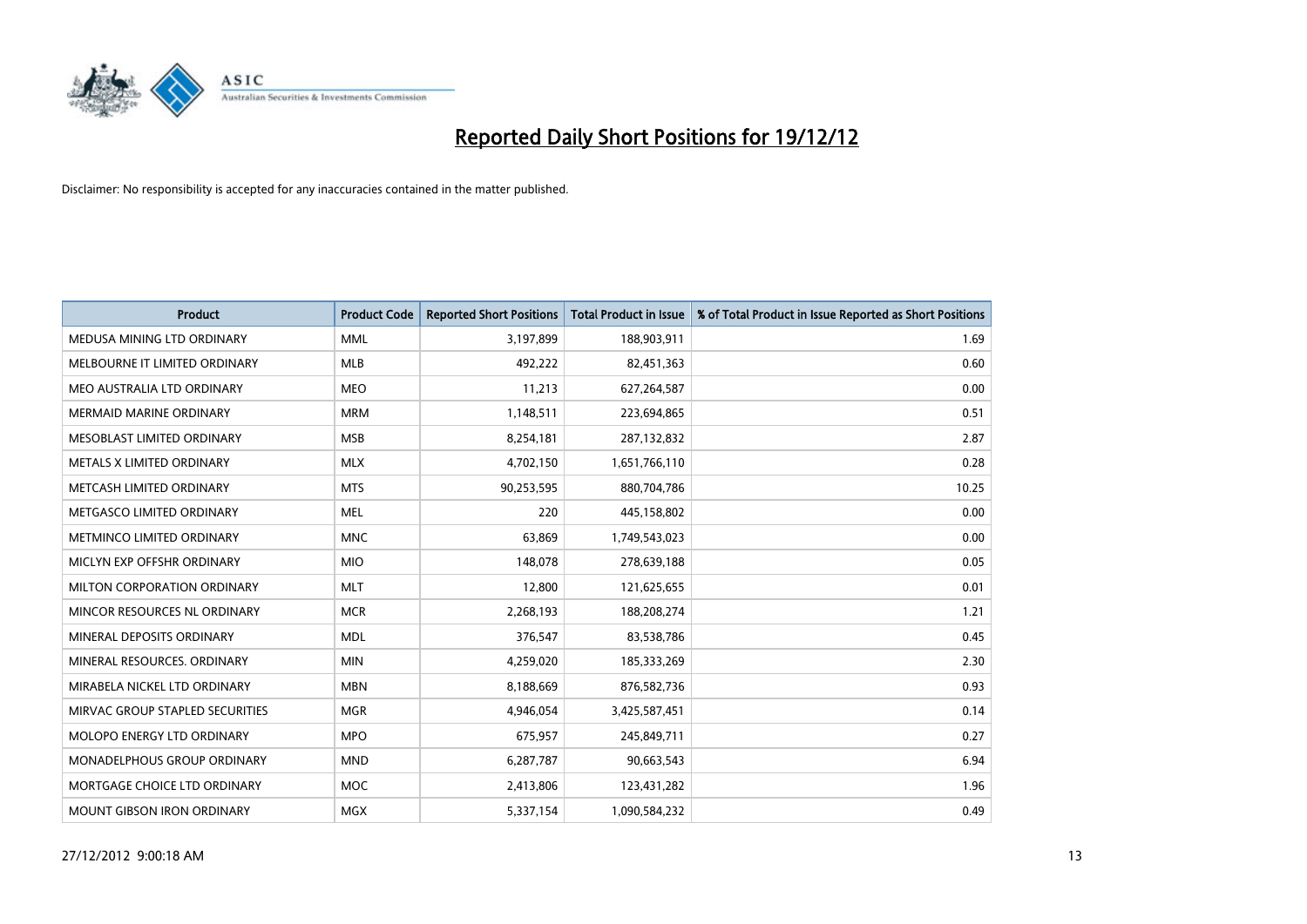# Reported Daily Short Positions for 19/12/12

Disclaimer: No responsibility is accepted for any inaccuracies contained in the matter published.

| Product | Product Code | Reported Short Positions | Total Product in Issue | % of Total Product in Issue Reported as Short Positions |
|---|---|---|---|---|
| MEDUSA MINING LTD ORDINARY | MML | 3,197,899 | 188,903,911 | 1.69 |
| MELBOURNE IT LIMITED ORDINARY | MLB | 492,222 | 82,451,363 | 0.60 |
| MEO AUSTRALIA LTD ORDINARY | MEO | 11,213 | 627,264,587 | 0.00 |
| MERMAID MARINE ORDINARY | MRM | 1,148,511 | 223,694,865 | 0.51 |
| MESOBLAST LIMITED ORDINARY | MSB | 8,254,181 | 287,132,832 | 2.87 |
| METALS X LIMITED ORDINARY | MLX | 4,702,150 | 1,651,766,110 | 0.28 |
| METCASH LIMITED ORDINARY | MTS | 90,253,595 | 880,704,786 | 10.25 |
| METGASCO LIMITED ORDINARY | MEL | 220 | 445,158,802 | 0.00 |
| METMINCO LIMITED ORDINARY | MNC | 63,869 | 1,749,543,023 | 0.00 |
| MICLYN EXP OFFSHR ORDINARY | MIO | 148,078 | 278,639,188 | 0.05 |
| MILTON CORPORATION ORDINARY | MLT | 12,800 | 121,625,655 | 0.01 |
| MINCOR RESOURCES NL ORDINARY | MCR | 2,268,193 | 188,208,274 | 1.21 |
| MINERAL DEPOSITS ORDINARY | MDL | 376,547 | 83,538,786 | 0.45 |
| MINERAL RESOURCES. ORDINARY | MIN | 4,259,020 | 185,333,269 | 2.30 |
| MIRABELA NICKEL LTD ORDINARY | MBN | 8,188,669 | 876,582,736 | 0.93 |
| MIRVAC GROUP STAPLED SECURITIES | MGR | 4,946,054 | 3,425,587,451 | 0.14 |
| MOLOPO ENERGY LTD ORDINARY | MPO | 675,957 | 245,849,711 | 0.27 |
| MONADELPHOUS GROUP ORDINARY | MND | 6,287,787 | 90,663,543 | 6.94 |
| MORTGAGE CHOICE LTD ORDINARY | MOC | 2,413,806 | 123,431,282 | 1.96 |
| MOUNT GIBSON IRON ORDINARY | MGX | 5,337,154 | 1,090,584,232 | 0.49 |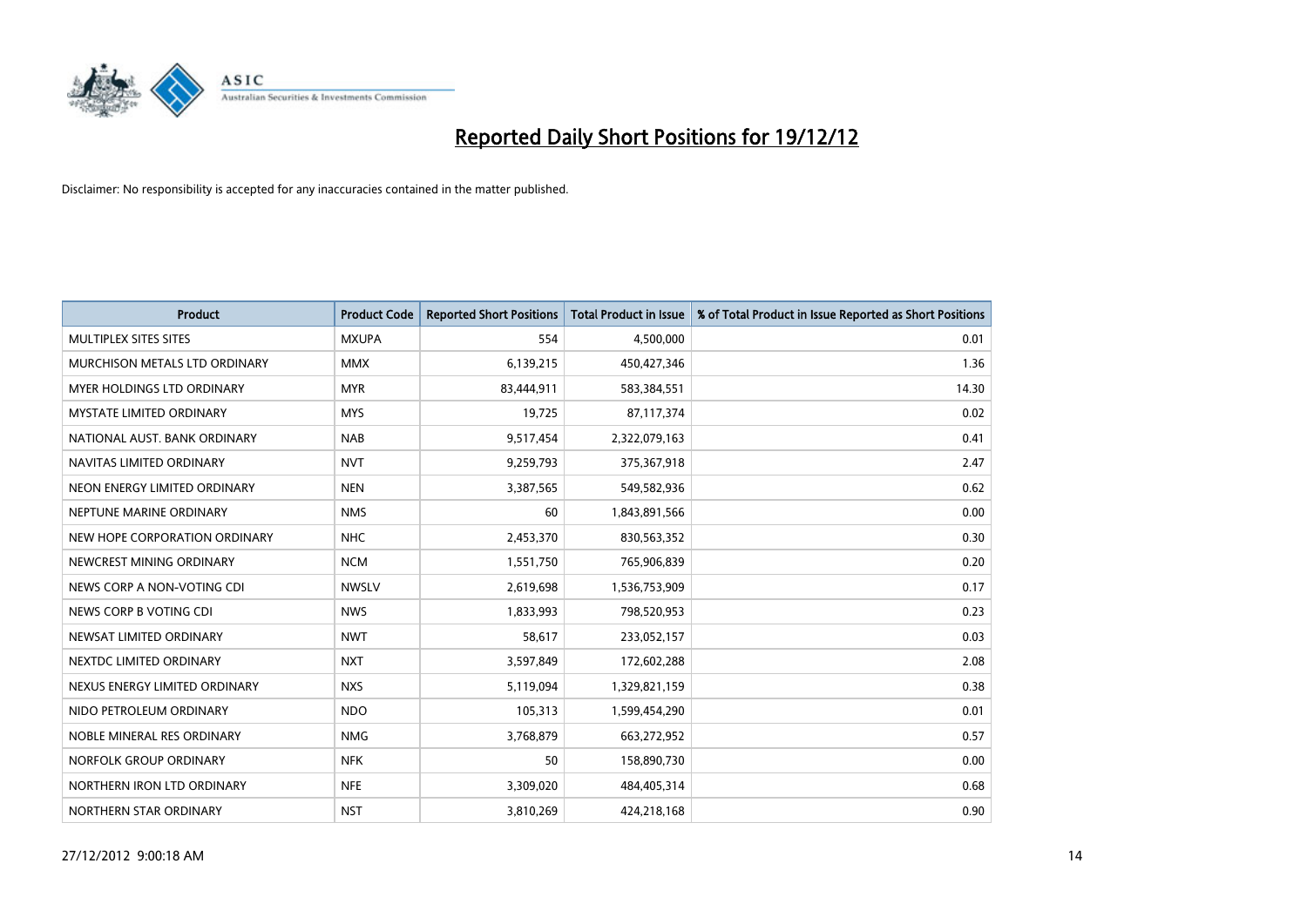# Reported Daily Short Positions for 19/12/12

Disclaimer: No responsibility is accepted for any inaccuracies contained in the matter published.

| Product | Product Code | Reported Short Positions | Total Product in Issue | % of Total Product in Issue Reported as Short Positions |
|---|---|---|---|---|
| MULTIPLEX SITES SITES | MXUPA | 554 | 4,500,000 | 0.01 |
| MURCHISON METALS LTD ORDINARY | MMX | 6,139,215 | 450,427,346 | 1.36 |
| MYER HOLDINGS LTD ORDINARY | MYR | 83,444,911 | 583,384,551 | 14.30 |
| MYSTATE LIMITED ORDINARY | MYS | 19,725 | 87,117,374 | 0.02 |
| NATIONAL AUST. BANK ORDINARY | NAB | 9,517,454 | 2,322,079,163 | 0.41 |
| NAVITAS LIMITED ORDINARY | NVT | 9,259,793 | 375,367,918 | 2.47 |
| NEON ENERGY LIMITED ORDINARY | NEN | 3,387,565 | 549,582,936 | 0.62 |
| NEPTUNE MARINE ORDINARY | NMS | 60 | 1,843,891,566 | 0.00 |
| NEW HOPE CORPORATION ORDINARY | NHC | 2,453,370 | 830,563,352 | 0.30 |
| NEWCREST MINING ORDINARY | NCM | 1,551,750 | 765,906,839 | 0.20 |
| NEWS CORP A NON-VOTING CDI | NWSLV | 2,619,698 | 1,536,753,909 | 0.17 |
| NEWS CORP B VOTING CDI | NWS | 1,833,993 | 798,520,953 | 0.23 |
| NEWSAT LIMITED ORDINARY | NWT | 58,617 | 233,052,157 | 0.03 |
| NEXTDC LIMITED ORDINARY | NXT | 3,597,849 | 172,602,288 | 2.08 |
| NEXUS ENERGY LIMITED ORDINARY | NXS | 5,119,094 | 1,329,821,159 | 0.38 |
| NIDO PETROLEUM ORDINARY | NDO | 105,313 | 1,599,454,290 | 0.01 |
| NOBLE MINERAL RES ORDINARY | NMG | 3,768,879 | 663,272,952 | 0.57 |
| NORFOLK GROUP ORDINARY | NFK | 50 | 158,890,730 | 0.00 |
| NORTHERN IRON LTD ORDINARY | NFE | 3,309,020 | 484,405,314 | 0.68 |
| NORTHERN STAR ORDINARY | NST | 3,810,269 | 424,218,168 | 0.90 |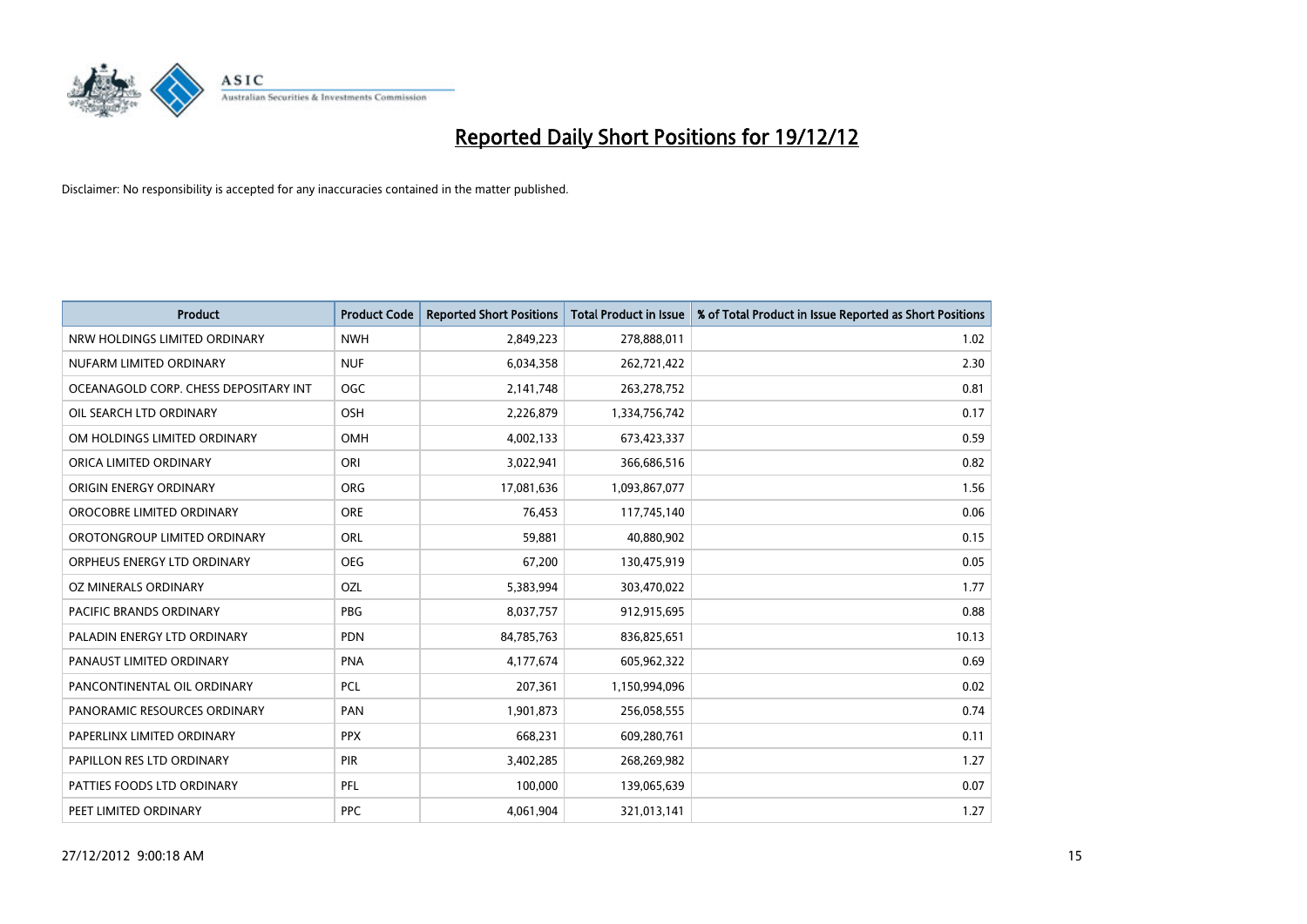# Reported Daily Short Positions for 19/12/12

Disclaimer: No responsibility is accepted for any inaccuracies contained in the matter published.

| Product | Product Code | Reported Short Positions | Total Product in Issue | % of Total Product in Issue Reported as Short Positions |
|---|---|---|---|---|
| NRW HOLDINGS LIMITED ORDINARY | NWH | 2,849,223 | 278,888,011 | 1.02 |
| NUFARM LIMITED ORDINARY | NUF | 6,034,358 | 262,721,422 | 2.30 |
| OCEANAGOLD CORP. CHESS DEPOSITARY INT | OGC | 2,141,748 | 263,278,752 | 0.81 |
| OIL SEARCH LTD ORDINARY | OSH | 2,226,879 | 1,334,756,742 | 0.17 |
| OM HOLDINGS LIMITED ORDINARY | OMH | 4,002,133 | 673,423,337 | 0.59 |
| ORICA LIMITED ORDINARY | ORI | 3,022,941 | 366,686,516 | 0.82 |
| ORIGIN ENERGY ORDINARY | ORG | 17,081,636 | 1,093,867,077 | 1.56 |
| OROCOBRE LIMITED ORDINARY | ORE | 76,453 | 117,745,140 | 0.06 |
| OROTONGROUP LIMITED ORDINARY | ORL | 59,881 | 40,880,902 | 0.15 |
| ORPHEUS ENERGY LTD ORDINARY | OEG | 67,200 | 130,475,919 | 0.05 |
| OZ MINERALS ORDINARY | OZL | 5,383,994 | 303,470,022 | 1.77 |
| PACIFIC BRANDS ORDINARY | PBG | 8,037,757 | 912,915,695 | 0.88 |
| PALADIN ENERGY LTD ORDINARY | PDN | 84,785,763 | 836,825,651 | 10.13 |
| PANAUST LIMITED ORDINARY | PNA | 4,177,674 | 605,962,322 | 0.69 |
| PANCONTINENTAL OIL ORDINARY | PCL | 207,361 | 1,150,994,096 | 0.02 |
| PANORAMIC RESOURCES ORDINARY | PAN | 1,901,873 | 256,058,555 | 0.74 |
| PAPERLINX LIMITED ORDINARY | PPX | 668,231 | 609,280,761 | 0.11 |
| PAPILLON RES LTD ORDINARY | PIR | 3,402,285 | 268,269,982 | 1.27 |
| PATTIES FOODS LTD ORDINARY | PFL | 100,000 | 139,065,639 | 0.07 |
| PEET LIMITED ORDINARY | PPC | 4,061,904 | 321,013,141 | 1.27 |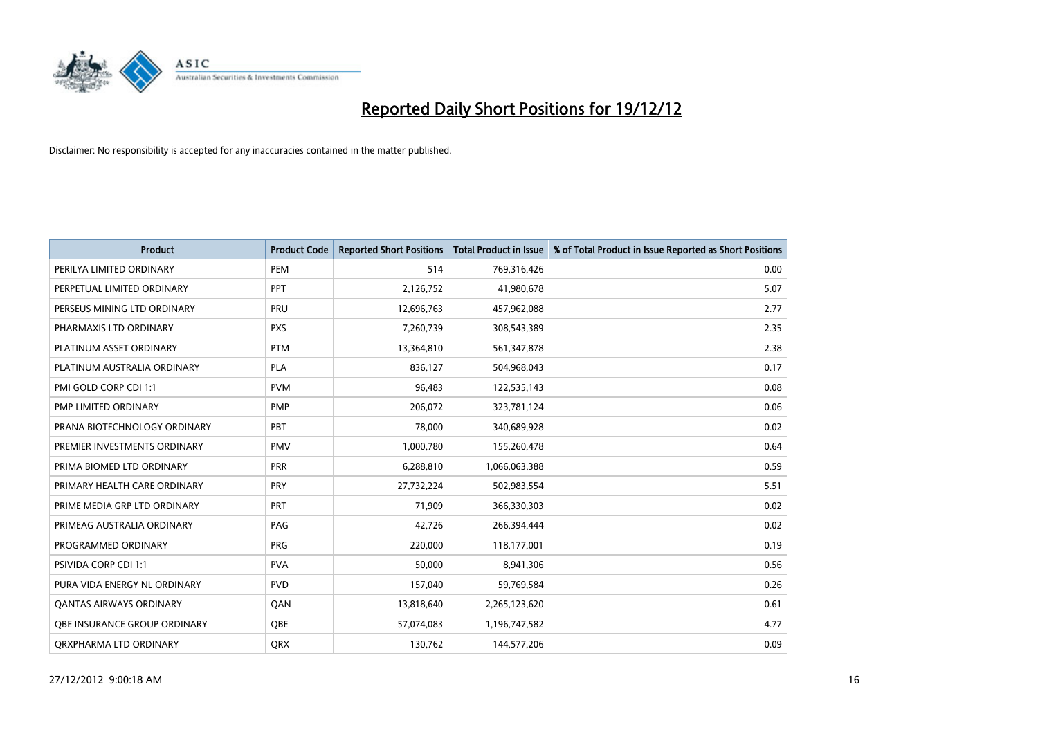# Reported Daily Short Positions for 19/12/12

Disclaimer: No responsibility is accepted for any inaccuracies contained in the matter published.

| Product | Product Code | Reported Short Positions | Total Product in Issue | % of Total Product in Issue Reported as Short Positions |
|---|---|---|---|---|
| PERILYA LIMITED ORDINARY | PEM | 514 | 769,316,426 | 0.00 |
| PERPETUAL LIMITED ORDINARY | PPT | 2,126,752 | 41,980,678 | 5.07 |
| PERSEUS MINING LTD ORDINARY | PRU | 12,696,763 | 457,962,088 | 2.77 |
| PHARMAXIS LTD ORDINARY | PXS | 7,260,739 | 308,543,389 | 2.35 |
| PLATINUM ASSET ORDINARY | PTM | 13,364,810 | 561,347,878 | 2.38 |
| PLATINUM AUSTRALIA ORDINARY | PLA | 836,127 | 504,968,043 | 0.17 |
| PMI GOLD CORP CDI 1:1 | PVM | 96,483 | 122,535,143 | 0.08 |
| PMP LIMITED ORDINARY | PMP | 206,072 | 323,781,124 | 0.06 |
| PRANA BIOTECHNOLOGY ORDINARY | PBT | 78,000 | 340,689,928 | 0.02 |
| PREMIER INVESTMENTS ORDINARY | PMV | 1,000,780 | 155,260,478 | 0.64 |
| PRIMA BIOMED LTD ORDINARY | PRR | 6,288,810 | 1,066,063,388 | 0.59 |
| PRIMARY HEALTH CARE ORDINARY | PRY | 27,732,224 | 502,983,554 | 5.51 |
| PRIME MEDIA GRP LTD ORDINARY | PRT | 71,909 | 366,330,303 | 0.02 |
| PRIMEAG AUSTRALIA ORDINARY | PAG | 42,726 | 266,394,444 | 0.02 |
| PROGRAMMED ORDINARY | PRG | 220,000 | 118,177,001 | 0.19 |
| PSIVIDA CORP CDI 1:1 | PVA | 50,000 | 8,941,306 | 0.56 |
| PURA VIDA ENERGY NL ORDINARY | PVD | 157,040 | 59,769,584 | 0.26 |
| QANTAS AIRWAYS ORDINARY | QAN | 13,818,640 | 2,265,123,620 | 0.61 |
| QBE INSURANCE GROUP ORDINARY | QBE | 57,074,083 | 1,196,747,582 | 4.77 |
| QRXPHARMA LTD ORDINARY | QRX | 130,762 | 144,577,206 | 0.09 |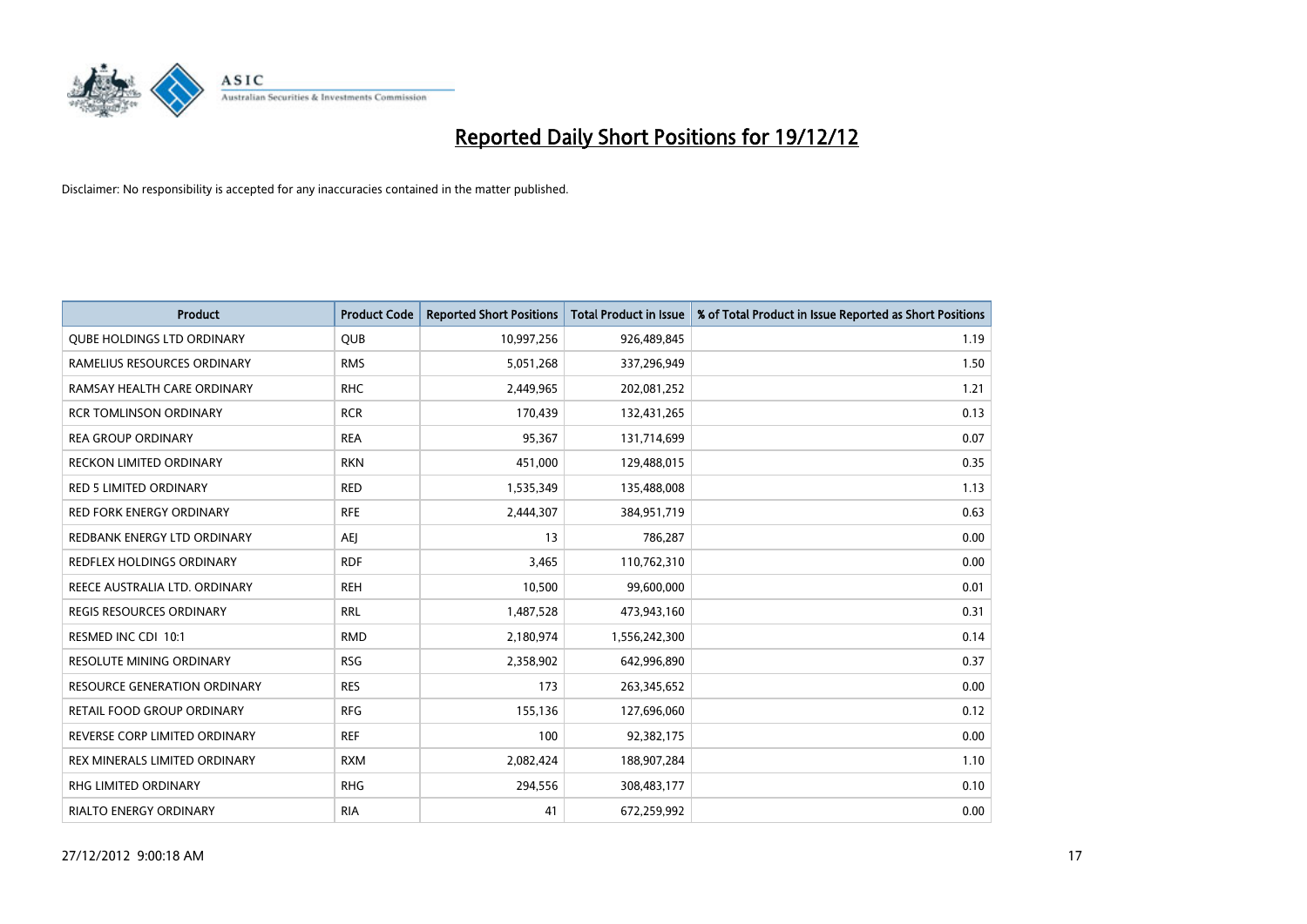# Reported Daily Short Positions for 19/12/12

Disclaimer: No responsibility is accepted for any inaccuracies contained in the matter published.

| Product | Product Code | Reported Short Positions | Total Product in Issue | % of Total Product in Issue Reported as Short Positions |
|---|---|---|---|---|
| QUBE HOLDINGS LTD ORDINARY | QUB | 10,997,256 | 926,489,845 | 1.19 |
| RAMELIUS RESOURCES ORDINARY | RMS | 5,051,268 | 337,296,949 | 1.50 |
| RAMSAY HEALTH CARE ORDINARY | RHC | 2,449,965 | 202,081,252 | 1.21 |
| RCR TOMLINSON ORDINARY | RCR | 170,439 | 132,431,265 | 0.13 |
| REA GROUP ORDINARY | REA | 95,367 | 131,714,699 | 0.07 |
| RECKON LIMITED ORDINARY | RKN | 451,000 | 129,488,015 | 0.35 |
| RED 5 LIMITED ORDINARY | RED | 1,535,349 | 135,488,008 | 1.13 |
| RED FORK ENERGY ORDINARY | RFE | 2,444,307 | 384,951,719 | 0.63 |
| REDBANK ENERGY LTD ORDINARY | AEJ | 13 | 786,287 | 0.00 |
| REDFLEX HOLDINGS ORDINARY | RDF | 3,465 | 110,762,310 | 0.00 |
| REECE AUSTRALIA LTD. ORDINARY | REH | 10,500 | 99,600,000 | 0.01 |
| REGIS RESOURCES ORDINARY | RRL | 1,487,528 | 473,943,160 | 0.31 |
| RESMED INC CDI 10:1 | RMD | 2,180,974 | 1,556,242,300 | 0.14 |
| RESOLUTE MINING ORDINARY | RSG | 2,358,902 | 642,996,890 | 0.37 |
| RESOURCE GENERATION ORDINARY | RES | 173 | 263,345,652 | 0.00 |
| RETAIL FOOD GROUP ORDINARY | RFG | 155,136 | 127,696,060 | 0.12 |
| REVERSE CORP LIMITED ORDINARY | REF | 100 | 92,382,175 | 0.00 |
| REX MINERALS LIMITED ORDINARY | RXM | 2,082,424 | 188,907,284 | 1.10 |
| RHG LIMITED ORDINARY | RHG | 294,556 | 308,483,177 | 0.10 |
| RIALTO ENERGY ORDINARY | RIA | 41 | 672,259,992 | 0.00 |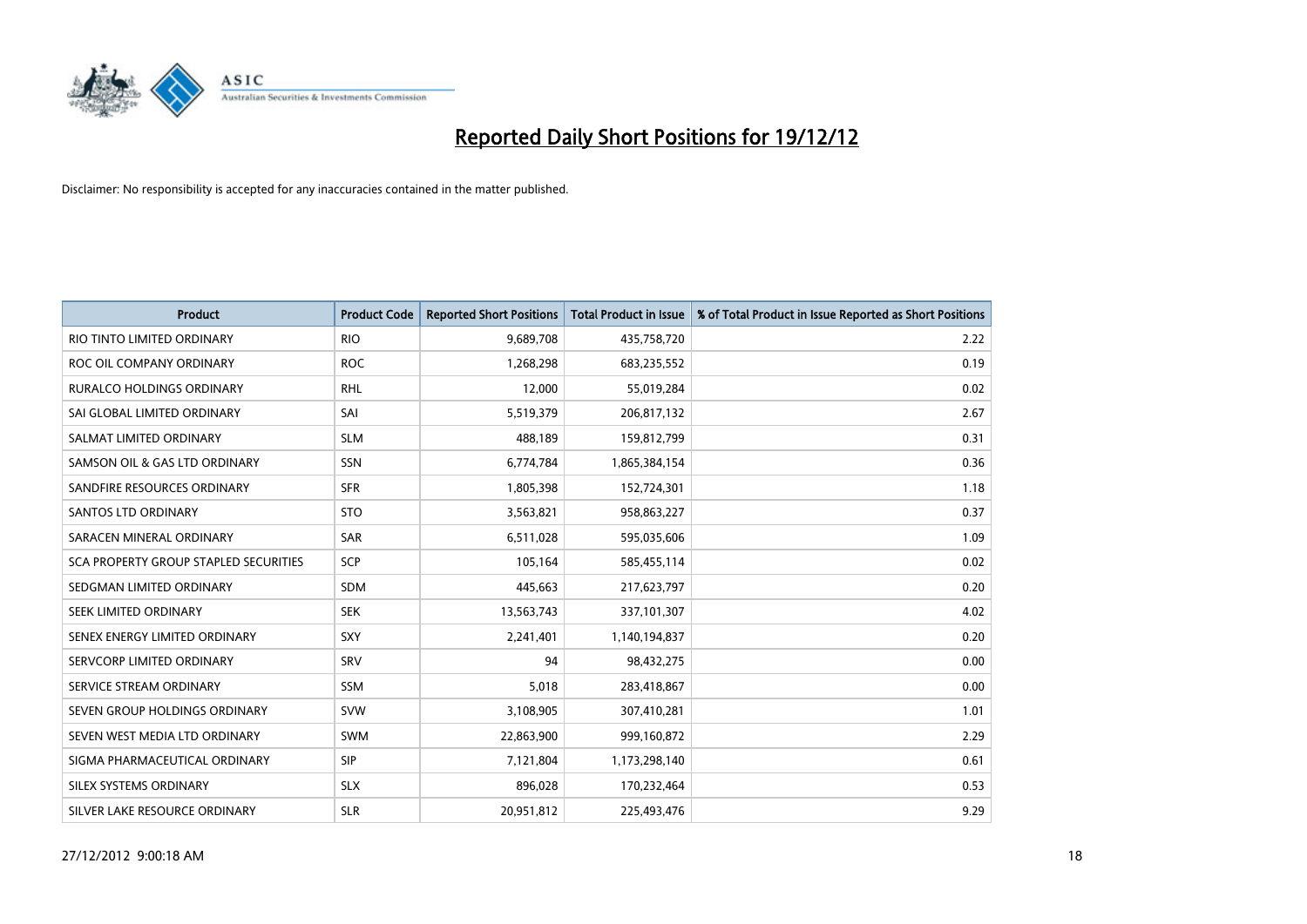# Reported Daily Short Positions for 19/12/12

Disclaimer: No responsibility is accepted for any inaccuracies contained in the matter published.

| Product | Product Code | Reported Short Positions | Total Product in Issue | % of Total Product in Issue Reported as Short Positions |
|---|---|---|---|---|
| RIO TINTO LIMITED ORDINARY | RIO | 9,689,708 | 435,758,720 | 2.22 |
| ROC OIL COMPANY ORDINARY | ROC | 1,268,298 | 683,235,552 | 0.19 |
| RURALCO HOLDINGS ORDINARY | RHL | 12,000 | 55,019,284 | 0.02 |
| SAI GLOBAL LIMITED ORDINARY | SAI | 5,519,379 | 206,817,132 | 2.67 |
| SALMAT LIMITED ORDINARY | SLM | 488,189 | 159,812,799 | 0.31 |
| SAMSON OIL & GAS LTD ORDINARY | SSN | 6,774,784 | 1,865,384,154 | 0.36 |
| SANDFIRE RESOURCES ORDINARY | SFR | 1,805,398 | 152,724,301 | 1.18 |
| SANTOS LTD ORDINARY | STO | 3,563,821 | 958,863,227 | 0.37 |
| SARACEN MINERAL ORDINARY | SAR | 6,511,028 | 595,035,606 | 1.09 |
| SCA PROPERTY GROUP STAPLED SECURITIES | SCP | 105,164 | 585,455,114 | 0.02 |
| SEDGMAN LIMITED ORDINARY | SDM | 445,663 | 217,623,797 | 0.20 |
| SEEK LIMITED ORDINARY | SEK | 13,563,743 | 337,101,307 | 4.02 |
| SENEX ENERGY LIMITED ORDINARY | SXY | 2,241,401 | 1,140,194,837 | 0.20 |
| SERVCORP LIMITED ORDINARY | SRV | 94 | 98,432,275 | 0.00 |
| SERVICE STREAM ORDINARY | SSM | 5,018 | 283,418,867 | 0.00 |
| SEVEN GROUP HOLDINGS ORDINARY | SVW | 3,108,905 | 307,410,281 | 1.01 |
| SEVEN WEST MEDIA LTD ORDINARY | SWM | 22,863,900 | 999,160,872 | 2.29 |
| SIGMA PHARMACEUTICAL ORDINARY | SIP | 7,121,804 | 1,173,298,140 | 0.61 |
| SILEX SYSTEMS ORDINARY | SLX | 896,028 | 170,232,464 | 0.53 |
| SILVER LAKE RESOURCE ORDINARY | SLR | 20,951,812 | 225,493,476 | 9.29 |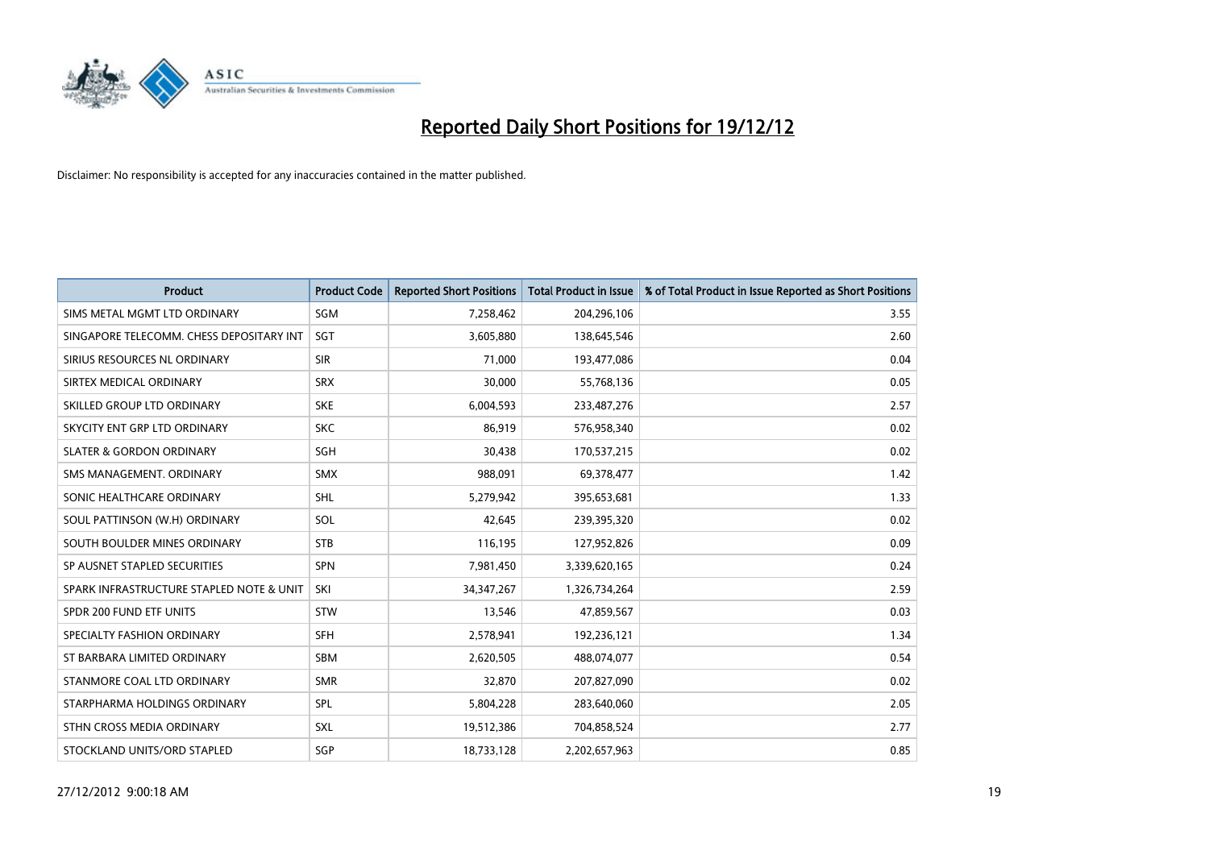# Reported Daily Short Positions for 19/12/12

Disclaimer: No responsibility is accepted for any inaccuracies contained in the matter published.

| Product | Product Code | Reported Short Positions | Total Product in Issue | % of Total Product in Issue Reported as Short Positions |
|---|---|---|---|---|
| SIMS METAL MGMT LTD ORDINARY | SGM | 7,258,462 | 204,296,106 | 3.55 |
| SINGAPORE TELECOMM. CHESS DEPOSITARY INT | SGT | 3,605,880 | 138,645,546 | 2.60 |
| SIRIUS RESOURCES NL ORDINARY | SIR | 71,000 | 193,477,086 | 0.04 |
| SIRTEX MEDICAL ORDINARY | SRX | 30,000 | 55,768,136 | 0.05 |
| SKILLED GROUP LTD ORDINARY | SKE | 6,004,593 | 233,487,276 | 2.57 |
| SKYCITY ENT GRP LTD ORDINARY | SKC | 86,919 | 576,958,340 | 0.02 |
| SLATER & GORDON ORDINARY | SGH | 30,438 | 170,537,215 | 0.02 |
| SMS MANAGEMENT. ORDINARY | SMX | 988,091 | 69,378,477 | 1.42 |
| SONIC HEALTHCARE ORDINARY | SHL | 5,279,942 | 395,653,681 | 1.33 |
| SOUL PATTINSON (W.H) ORDINARY | SOL | 42,645 | 239,395,320 | 0.02 |
| SOUTH BOULDER MINES ORDINARY | STB | 116,195 | 127,952,826 | 0.09 |
| SP AUSNET STAPLED SECURITIES | SPN | 7,981,450 | 3,339,620,165 | 0.24 |
| SPARK INFRASTRUCTURE STAPLED NOTE & UNIT | SKI | 34,347,267 | 1,326,734,264 | 2.59 |
| SPDR 200 FUND ETF UNITS | STW | 13,546 | 47,859,567 | 0.03 |
| SPECIALTY FASHION ORDINARY | SFH | 2,578,941 | 192,236,121 | 1.34 |
| ST BARBARA LIMITED ORDINARY | SBM | 2,620,505 | 488,074,077 | 0.54 |
| STANMORE COAL LTD ORDINARY | SMR | 32,870 | 207,827,090 | 0.02 |
| STARPHARMA HOLDINGS ORDINARY | SPL | 5,804,228 | 283,640,060 | 2.05 |
| STHN CROSS MEDIA ORDINARY | SXL | 19,512,386 | 704,858,524 | 2.77 |
| STOCKLAND UNITS/ORD STAPLED | SGP | 18,733,128 | 2,202,657,963 | 0.85 |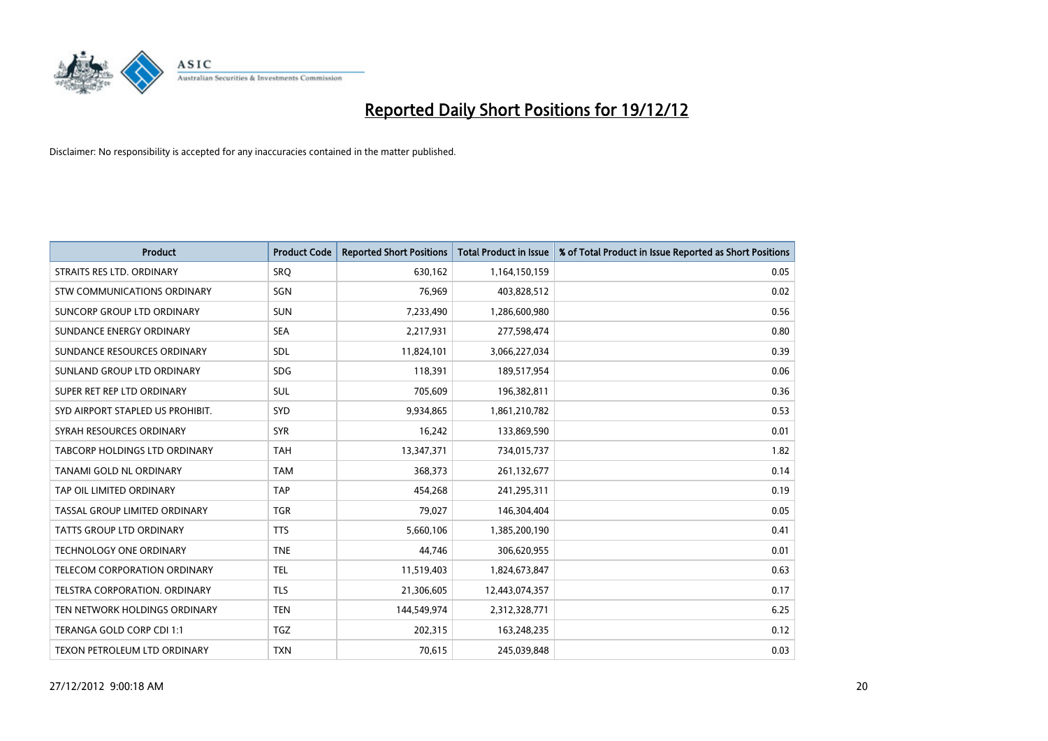# Reported Daily Short Positions for 19/12/12

Disclaimer: No responsibility is accepted for any inaccuracies contained in the matter published.

| Product | Product Code | Reported Short Positions | Total Product in Issue | % of Total Product in Issue Reported as Short Positions |
|---|---|---|---|---|
| STRAITS RES LTD. ORDINARY | SRQ | 630,162 | 1,164,150,159 | 0.05 |
| STW COMMUNICATIONS ORDINARY | SGN | 76,969 | 403,828,512 | 0.02 |
| SUNCORP GROUP LTD ORDINARY | SUN | 7,233,490 | 1,286,600,980 | 0.56 |
| SUNDANCE ENERGY ORDINARY | SEA | 2,217,931 | 277,598,474 | 0.80 |
| SUNDANCE RESOURCES ORDINARY | SDL | 11,824,101 | 3,066,227,034 | 0.39 |
| SUNLAND GROUP LTD ORDINARY | SDG | 118,391 | 189,517,954 | 0.06 |
| SUPER RET REP LTD ORDINARY | SUL | 705,609 | 196,382,811 | 0.36 |
| SYD AIRPORT STAPLED US PROHIBIT. | SYD | 9,934,865 | 1,861,210,782 | 0.53 |
| SYRAH RESOURCES ORDINARY | SYR | 16,242 | 133,869,590 | 0.01 |
| TABCORP HOLDINGS LTD ORDINARY | TAH | 13,347,371 | 734,015,737 | 1.82 |
| TANAMI GOLD NL ORDINARY | TAM | 368,373 | 261,132,677 | 0.14 |
| TAP OIL LIMITED ORDINARY | TAP | 454,268 | 241,295,311 | 0.19 |
| TASSAL GROUP LIMITED ORDINARY | TGR | 79,027 | 146,304,404 | 0.05 |
| TATTS GROUP LTD ORDINARY | TTS | 5,660,106 | 1,385,200,190 | 0.41 |
| TECHNOLOGY ONE ORDINARY | TNE | 44,746 | 306,620,955 | 0.01 |
| TELECOM CORPORATION ORDINARY | TEL | 11,519,403 | 1,824,673,847 | 0.63 |
| TELSTRA CORPORATION. ORDINARY | TLS | 21,306,605 | 12,443,074,357 | 0.17 |
| TEN NETWORK HOLDINGS ORDINARY | TEN | 144,549,974 | 2,312,328,771 | 6.25 |
| TERANGA GOLD CORP CDI 1:1 | TGZ | 202,315 | 163,248,235 | 0.12 |
| TEXON PETROLEUM LTD ORDINARY | TXN | 70,615 | 245,039,848 | 0.03 |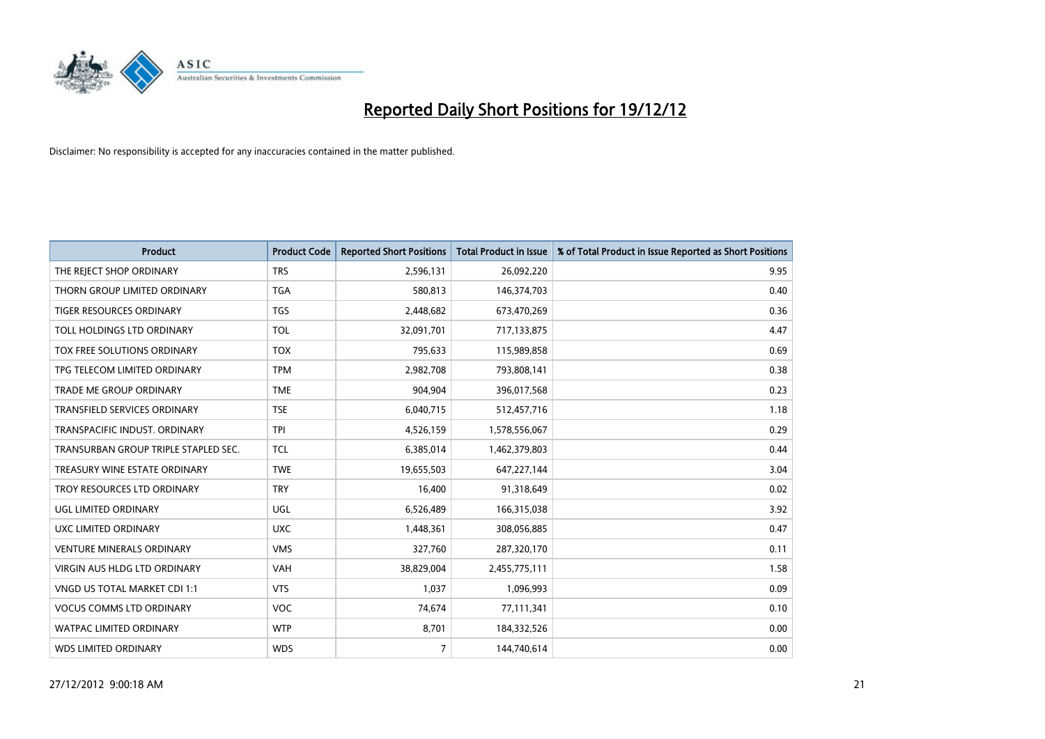# Reported Daily Short Positions for 19/12/12

Disclaimer: No responsibility is accepted for any inaccuracies contained in the matter published.

| Product | Product Code | Reported Short Positions | Total Product in Issue | % of Total Product in Issue Reported as Short Positions |
|---|---|---|---|---|
| THE REJECT SHOP ORDINARY | TRS | 2,596,131 | 26,092,220 | 9.95 |
| THORN GROUP LIMITED ORDINARY | TGA | 580,813 | 146,374,703 | 0.40 |
| TIGER RESOURCES ORDINARY | TGS | 2,448,682 | 673,470,269 | 0.36 |
| TOLL HOLDINGS LTD ORDINARY | TOL | 32,091,701 | 717,133,875 | 4.47 |
| TOX FREE SOLUTIONS ORDINARY | TOX | 795,633 | 115,989,858 | 0.69 |
| TPG TELECOM LIMITED ORDINARY | TPM | 2,982,708 | 793,808,141 | 0.38 |
| TRADE ME GROUP ORDINARY | TME | 904,904 | 396,017,568 | 0.23 |
| TRANSFIELD SERVICES ORDINARY | TSE | 6,040,715 | 512,457,716 | 1.18 |
| TRANSPACIFIC INDUST. ORDINARY | TPI | 4,526,159 | 1,578,556,067 | 0.29 |
| TRANSURBAN GROUP TRIPLE STAPLED SEC. | TCL | 6,385,014 | 1,462,379,803 | 0.44 |
| TREASURY WINE ESTATE ORDINARY | TWE | 19,655,503 | 647,227,144 | 3.04 |
| TROY RESOURCES LTD ORDINARY | TRY | 16,400 | 91,318,649 | 0.02 |
| UGL LIMITED ORDINARY | UGL | 6,526,489 | 166,315,038 | 3.92 |
| UXC LIMITED ORDINARY | UXC | 1,448,361 | 308,056,885 | 0.47 |
| VENTURE MINERALS ORDINARY | VMS | 327,760 | 287,320,170 | 0.11 |
| VIRGIN AUS HLDG LTD ORDINARY | VAH | 38,829,004 | 2,455,775,111 | 1.58 |
| VNGD US TOTAL MARKET CDI 1:1 | VTS | 1,037 | 1,096,993 | 0.09 |
| VOCUS COMMS LTD ORDINARY | VOC | 74,674 | 77,111,341 | 0.10 |
| WATPAC LIMITED ORDINARY | WTP | 8,701 | 184,332,526 | 0.00 |
| WDS LIMITED ORDINARY | WDS | 7 | 144,740,614 | 0.00 |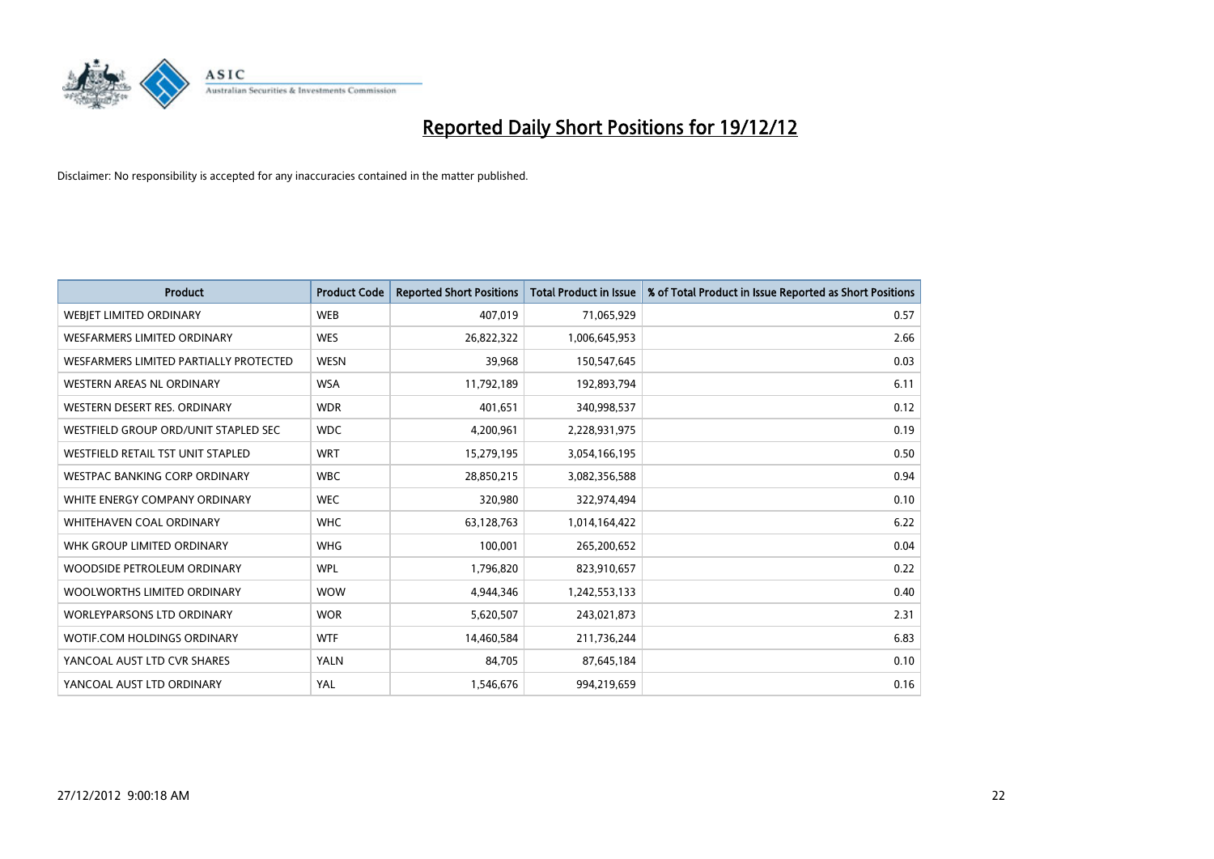# Reported Daily Short Positions for 19/12/12

Disclaimer: No responsibility is accepted for any inaccuracies contained in the matter published.

| Product | Product Code | Reported Short Positions | Total Product in Issue | % of Total Product in Issue Reported as Short Positions |
| --- | --- | --- | --- | --- |
| WEBJET LIMITED ORDINARY | WEB | 407,019 | 71,065,929 | 0.57 |
| WESFARMERS LIMITED ORDINARY | WES | 26,822,322 | 1,006,645,953 | 2.66 |
| WESFARMERS LIMITED PARTIALLY PROTECTED | WESN | 39,968 | 150,547,645 | 0.03 |
| WESTERN AREAS NL ORDINARY | WSA | 11,792,189 | 192,893,794 | 6.11 |
| WESTERN DESERT RES. ORDINARY | WDR | 401,651 | 340,998,537 | 0.12 |
| WESTFIELD GROUP ORD/UNIT STAPLED SEC | WDC | 4,200,961 | 2,228,931,975 | 0.19 |
| WESTFIELD RETAIL TST UNIT STAPLED | WRT | 15,279,195 | 3,054,166,195 | 0.50 |
| WESTPAC BANKING CORP ORDINARY | WBC | 28,850,215 | 3,082,356,588 | 0.94 |
| WHITE ENERGY COMPANY ORDINARY | WEC | 320,980 | 322,974,494 | 0.10 |
| WHITEHAVEN COAL ORDINARY | WHC | 63,128,763 | 1,014,164,422 | 6.22 |
| WHK GROUP LIMITED ORDINARY | WHG | 100,001 | 265,200,652 | 0.04 |
| WOODSIDE PETROLEUM ORDINARY | WPL | 1,796,820 | 823,910,657 | 0.22 |
| WOOLWORTHS LIMITED ORDINARY | WOW | 4,944,346 | 1,242,553,133 | 0.40 |
| WORLEYPARSONS LTD ORDINARY | WOR | 5,620,507 | 243,021,873 | 2.31 |
| WOTIF.COM HOLDINGS ORDINARY | WTF | 14,460,584 | 211,736,244 | 6.83 |
| YANCOAL AUST LTD CVR SHARES | YALN | 84,705 | 87,645,184 | 0.10 |
| YANCOAL AUST LTD ORDINARY | YAL | 1,546,676 | 994,219,659 | 0.16 |